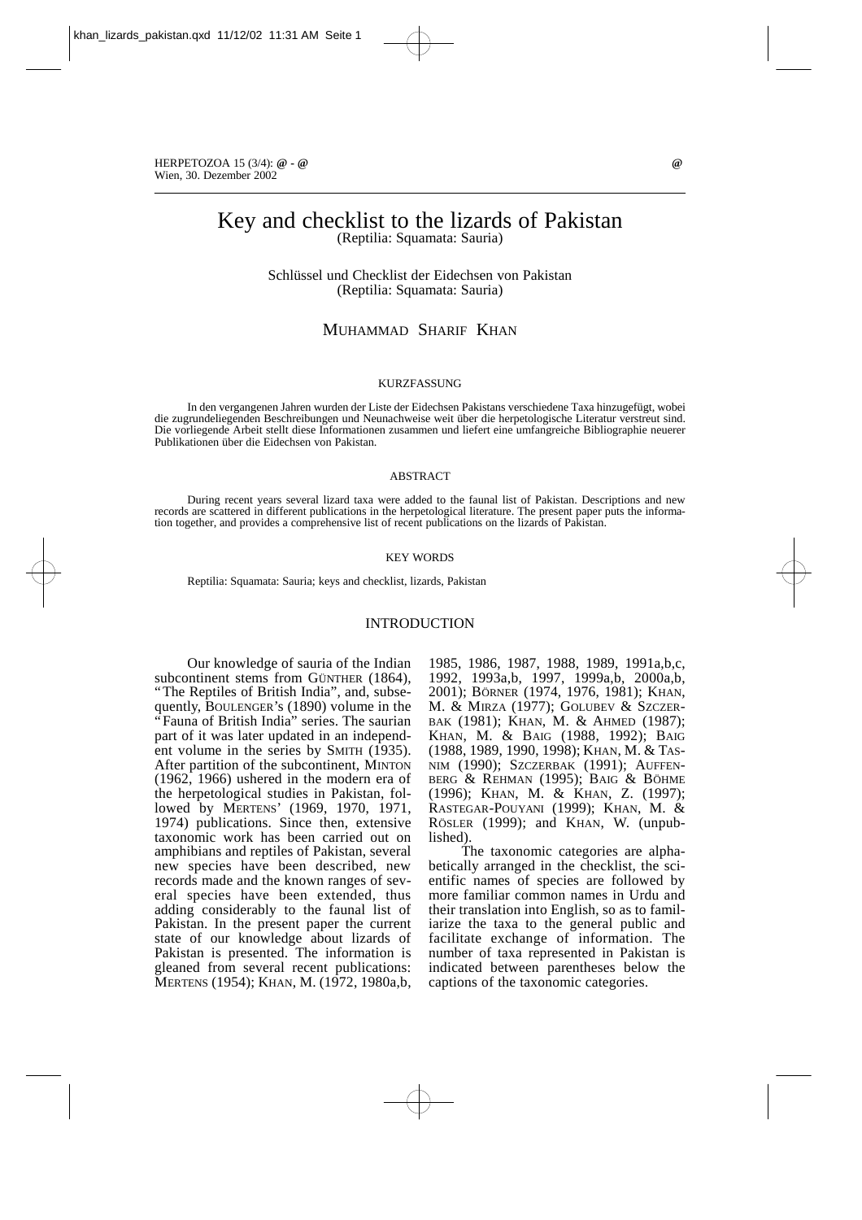# Key and checklist to the lizards of Pakistan
(Reptilia: Squamata: Sauria)

Schlüssel und Checklist der Eidechsen von Pakistan
(Reptilia: Squamata: Sauria)

MUHAMMAD SHARIF KHAN

## KURZFASSUNG

In den vergangenen Jahren wurden der Liste der Eidechsen Pakistans verschiedene Taxa hinzugefügt, wobei die zugrundeliegenden Beschreibungen und Neunachweise weit über die herpetologische Literatur verstreut sind. Die vorliegende Arbeit stellt diese Informationen zusammen und liefert eine umfangreiche Bibliographie neuerer Publikationen über die Eidechsen von Pakistan.

## ABSTRACT

During recent years several lizard taxa were added to the faunal list of Pakistan. Descriptions and new records are scattered in different publications in the herpetological literature. The present paper puts the information together, and provides a comprehensive list of recent publications on the lizards of Pakistan.

## KEY WORDS

Reptilia: Squamata: Sauria; keys and checklist, lizards, Pakistan

## INTRODUCTION

Our knowledge of sauria of the Indian subcontinent stems from GÜNTHER (1864), "The Reptiles of British India", and, subsequently, BOULENGER's (1890) volume in the "Fauna of British India" series. The saurian part of it was later updated in an independent volume in the series by SMITH (1935). After partition of the subcontinent, MINTON (1962, 1966) ushered in the modern era of the herpetological studies in Pakistan, followed by MERTENS' (1969, 1970, 1971, 1974) publications. Since then, extensive taxonomic work has been carried out on amphibians and reptiles of Pakistan, several new species have been described, new records made and the known ranges of several species have been extended, thus adding considerably to the faunal list of Pakistan. In the present paper the current state of our knowledge about lizards of Pakistan is presented. The information is gleaned from several recent publications: MERTENS (1954); KHAN, M. (1972, 1980a,b, 1985, 1986, 1987, 1988, 1989, 1991a,b,c, 1992, 1993a,b, 1997, 1999a,b, 2000a,b, 2001); BÖRNER (1974, 1976, 1981); KHAN, M. & MIRZA (1977); GOLUBEV & SZCZERBAK (1981); KHAN, M. & AHMED (1987); KHAN, M. & BAIG (1988, 1992); BAIG (1988, 1989, 1990, 1998); KHAN, M. & TASNIM (1990); SZCZERBAK (1991); AUFFENBERG & REHMAN (1995); BAIG & BÖHME (1996); KHAN, M. & KHAN, Z. (1997); RASTEGAR-POUYANI (1999); KHAN, M. & RÖSLER (1999); and KHAN, W. (unpublished).

The taxonomic categories are alphabetically arranged in the checklist, the scientific names of species are followed by more familiar common names in Urdu and their translation into English, so as to familiarize the taxa to the general public and facilitate exchange of information. The number of taxa represented in Pakistan is indicated between parentheses below the captions of the taxonomic categories.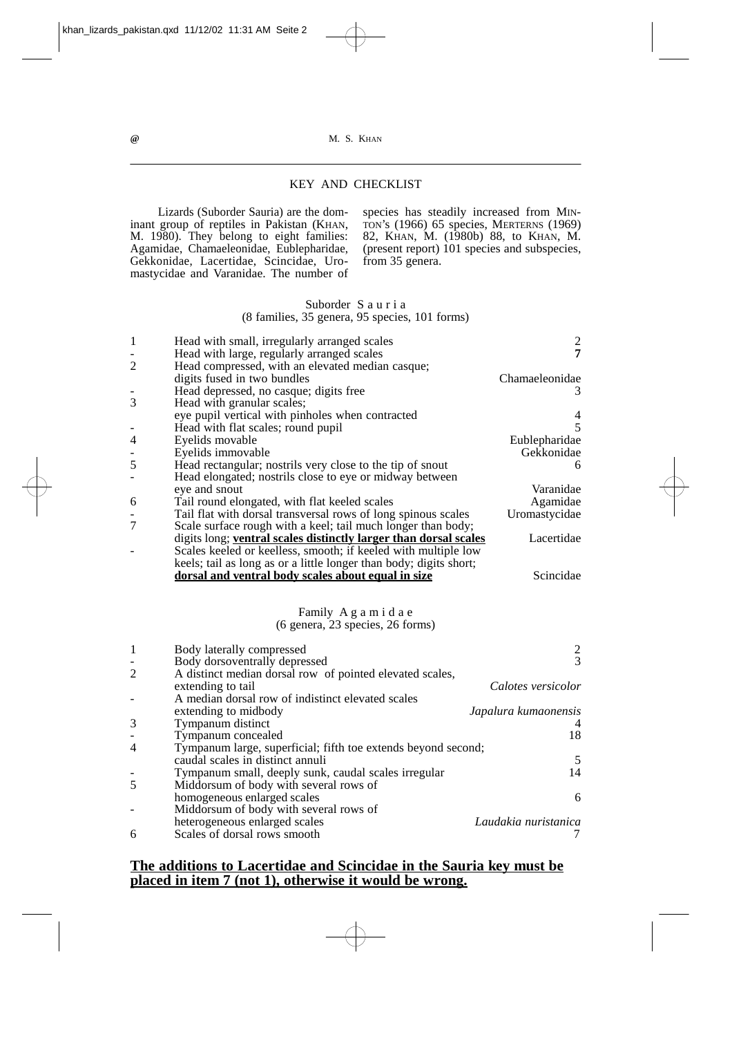## KEY AND CHECKLIST

Lizards (Suborder Sauria) are the dominant group of reptiles in Pakistan (KHAN, M. 1980). They belong to eight families: Agamidae, Chamaeleonidae, Eublepharidae, Gekkonidae, Lacertidae, Scincidae, Uromastycidae and Varanidae. The number of species has steadily increased from MINTON's (1966) 65 species, MERTERNS (1969) 82, KHAN, M. (1980b) 88, to KHAN, M. (present report) 101 species and subspecies, from 35 genera.

### Suborder Sauria
(8 families, 35 genera, 95 species, 101 forms)

| | | |
|---|---|---|
| 1 | Head with small, irregularly arranged scales | 2 |
| - | Head with large, regularly arranged scales | **7** |
| 2 | Head compressed, with an elevated median casque; digits fused in two bundles | Chamaeleonidae |
| - | Head depressed, no casque; digits free | 3 |
| 3 | Head with granular scales; eye pupil vertical with pinholes when contracted | 4 |
| - | Head with flat scales; round pupil | 5 |
| 4 | Eyelids movable | Eublepharidae |
| - | Eyelids immovable | Gekkonidae |
| 5 | Head rectangular; nostrils very close to the tip of snout | 6 |
| - | Head elongated; nostrils close to eye or midway between eye and snout | Varanidae |
| 6 | Tail round elongated, with flat keeled scales | Agamidae |
| - | Tail flat with dorsal transversal rows of long spinous scales | Uromastycidae |
| 7 | Scale surface rough with a keel; tail much longer than body; digits long; **ventral scales distinctly larger than dorsal scales** | Lacertidae |
| - | Scales keeled or keelless, smooth; if keeled with multiple low keels; tail as long as or a little longer than body; digits short; **dorsal and ventral body scales about equal in size** | Scincidae |

### Family Agamidae
(6 genera, 23 species, 26 forms)

| | | |
|---|---|---|
| 1 | Body laterally compressed | 2 |
| - | Body dorsoventrally depressed | 3 |
| 2 | A distinct median dorsal row of pointed elevated scales, extending to tail | *Calotes versicolor* |
| - | A median dorsal row of indistinct elevated scales extending to midbody | *Japalura kumaonensis* |
| 3 | Tympanum distinct | 4 |
| - | Tympanum concealed | 18 |
| 4 | Tympanum large, superficial; fifth toe extends beyond second; caudal scales in distinct annuli | 5 |
| - | Tympanum small, deeply sunk, caudal scales irregular | 14 |
| 5 | Middorsum of body with several rows of homogeneous enlarged scales | 6 |
| - | Middorsum of body with several rows of heterogeneous enlarged scales | *Laudakia nuristanica* |
| 6 | Scales of dorsal rows smooth | 7 |

**The additions to Lacertidae and Scincidae in the Sauria key must be placed in item 7 (not 1), otherwise it would be wrong.**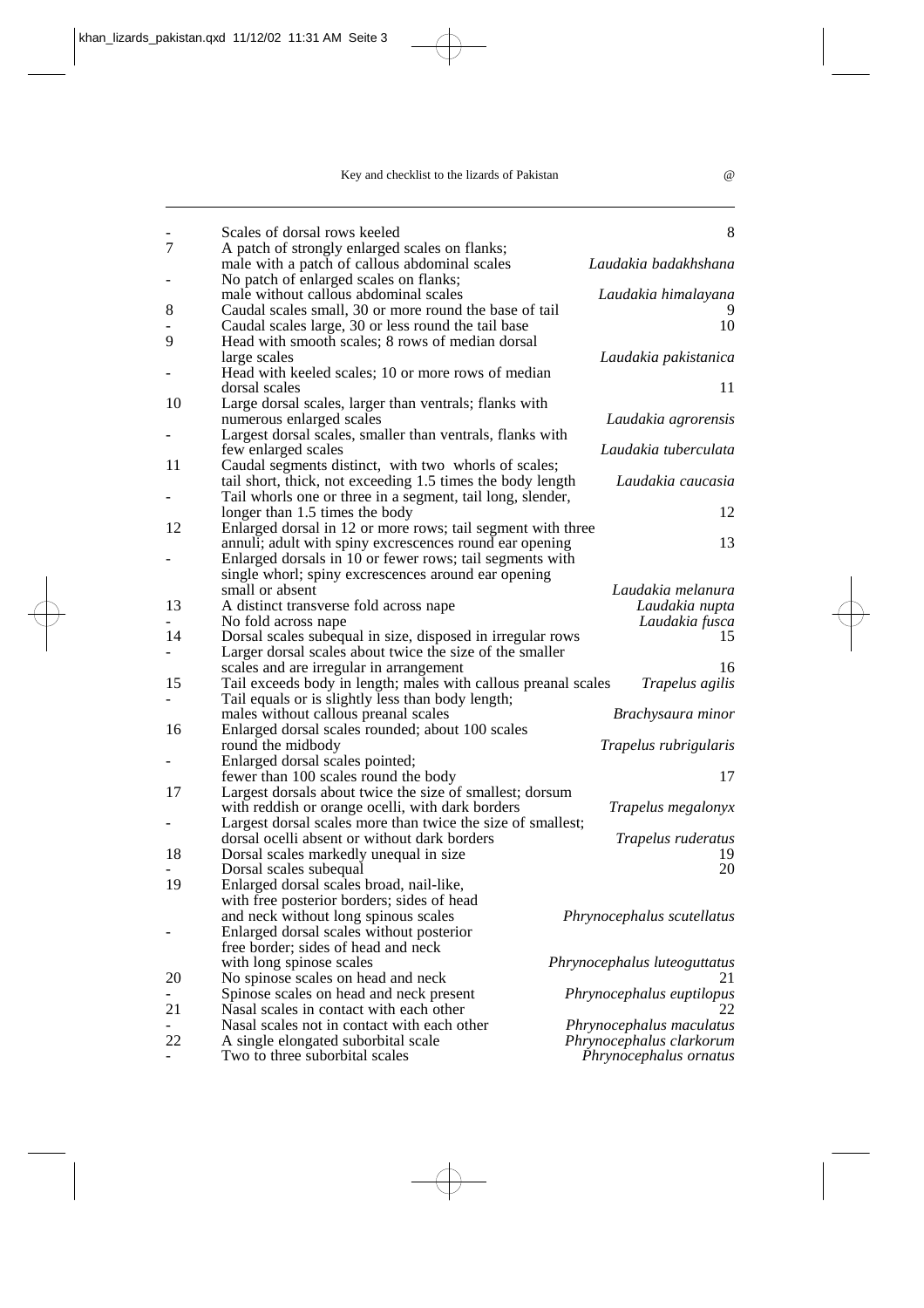| | | |
|---|---|---|
| - | Scales of dorsal rows keeled | 8 |
| 7 | A patch of strongly enlarged scales on flanks; male with a patch of callous abdominal scales | *Laudakia badakhshana* |
| - | No patch of enlarged scales on flanks; male without callous abdominal scales | *Laudakia himalayana* |
| 8 | Caudal scales small, 30 or more round the base of tail | 9 |
| - | Caudal scales large, 30 or less round the tail base | 10 |
| 9 | Head with smooth scales; 8 rows of median dorsal large scales | *Laudakia pakistanica* |
| - | Head with keeled scales; 10 or more rows of median dorsal scales | 11 |
| 10 | Large dorsal scales, larger than ventrals; flanks with numerous enlarged scales | *Laudakia agrorensis* |
| - | Largest dorsal scales, smaller than ventrals, flanks with few enlarged scales | *Laudakia tuberculata* |
| 11 | Caudal segments distinct, with two whorls of scales; tail short, thick, not exceeding 1.5 times the body length | *Laudakia caucasia* |
| - | Tail whorls one or three in a segment, tail long, slender, longer than 1.5 times the body | 12 |
| 12 | Enlarged dorsal in 12 or more rows; tail segment with three annuli; adult with spiny excrescences round ear opening | 13 |
| - | Enlarged dorsals in 10 or fewer rows; tail segments with single whorl; spiny excrescences around ear opening small or absent | *Laudakia melanura* |
| 13 | A distinct transverse fold across nape | *Laudakia nupta* |
| - | No fold across nape | *Laudakia fusca* |
| 14 | Dorsal scales subequal in size, disposed in irregular rows | 15 |
| - | Larger dorsal scales about twice the size of the smaller scales and are irregular in arrangement | 16 |
| 15 | Tail exceeds body in length; males with callous preanal scales | *Trapelus agilis* |
| - | Tail equals or is slightly less than body length; males without callous preanal scales | *Brachysaura minor* |
| 16 | Enlarged dorsal scales rounded; about 100 scales round the midbody | *Trapelus rubrigularis* |
| - | Enlarged dorsal scales pointed; fewer than 100 scales round the body | 17 |
| 17 | Largest dorsals about twice the size of smallest; dorsum with reddish or orange ocelli, with dark borders | *Trapelus megalonyx* |
| - | Largest dorsal scales more than twice the size of smallest; dorsal ocelli absent or without dark borders | *Trapelus ruderatus* |
| 18 | Dorsal scales markedly unequal in size | 19 |
| - | Dorsal scales subequal | 20 |
| 19 | Enlarged dorsal scales broad, nail-like, with free posterior borders; sides of head and neck without long spinous scales | *Phrynocephalus scutellatus* |
| - | Enlarged dorsal scales without posterior free border; sides of head and neck with long spinose scales | *Phrynocephalus luteoguttatus* |
| 20 | No spinose scales on head and neck | 21 |
| - | Spinose scales on head and neck present | *Phrynocephalus euptilopus* |
| 21 | Nasal scales in contact with each other | 22 |
| - | Nasal scales not in contact with each other | *Phrynocephalus maculatus* |
| 22 | A single elongated suborbital scale | *Phrynocephalus clarkorum* |
| - | Two to three suborbital scales | *Phrynocephalus ornatus* |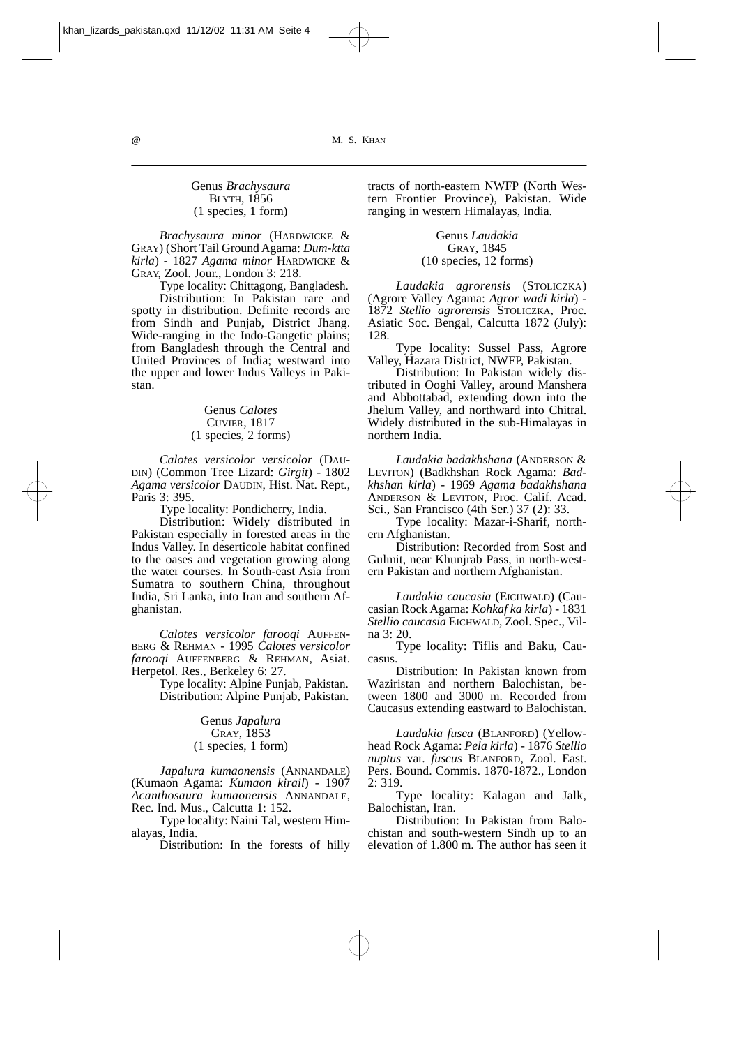Genus *Brachysaura*
BLYTH, 1856
(1 species, 1 form)

*Brachysaura minor* (HARDWICKE & GRAY) (Short Tail Ground Agama: *Dum-ktta kirla*) - 1827 *Agama minor* HARDWICKE & GRAY, Zool. Jour., London 3: 218.

Type locality: Chittagong, Bangladesh.

Distribution: In Pakistan rare and spotty in distribution. Definite records are from Sindh and Punjab, District Jhang. Wide-ranging in the Indo-Gangetic plains; from Bangladesh through the Central and United Provinces of India; westward into the upper and lower Indus Valleys in Pakistan.

Genus *Calotes*
CUVIER, 1817
(1 species, 2 forms)

*Calotes versicolor versicolor* (DAUDIN) (Common Tree Lizard: *Girgit*) - 1802 *Agama versicolor* DAUDIN, Hist. Nat. Rept., Paris 3: 395.

Type locality: Pondicherry, India.

Distribution: Widely distributed in Pakistan especially in forested areas in the Indus Valley. In deserticole habitat confined to the oases and vegetation growing along the water courses. In South-east Asia from Sumatra to southern China, throughout India, Sri Lanka, into Iran and southern Afghanistan.

*Calotes versicolor farooqi* AUFFENBERG & REHMAN - 1995 *Calotes versicolor farooqi* AUFFENBERG & REHMAN, Asiat. Herpetol. Res., Berkeley 6: 27.

Type locality: Alpine Punjab, Pakistan.

Distribution: Alpine Punjab, Pakistan.

Genus *Japalura*
GRAY, 1853
(1 species, 1 form)

*Japalura kumaonensis* (ANNANDALE) (Kumaon Agama: *Kumaon kirail*) - 1907 *Acanthosaura kumaonensis* ANNANDALE, Rec. Ind. Mus., Calcutta 1: 152.

Type locality: Naini Tal, western Himalayas, India.

Distribution: In the forests of hilly tracts of north-eastern NWFP (North Western Frontier Province), Pakistan. Wide ranging in western Himalayas, India.

Genus *Laudakia*
GRAY, 1845
(10 species, 12 forms)

*Laudakia agrorensis* (STOLICZKA) (Agrore Valley Agama: *Agror wadi kirla*) - 1872 *Stellio agrorensis* STOLICZKA, Proc. Asiatic Soc. Bengal, Calcutta 1872 (July): 128.

Type locality: Sussel Pass, Agrore Valley, Hazara District, NWFP, Pakistan.

Distribution: In Pakistan widely distributed in Ooghi Valley, around Manshera and Abbottabad, extending down into the Jhelum Valley, and northward into Chitral. Widely distributed in the sub-Himalayas in northern India.

*Laudakia badakhshana* (ANDERSON & LEVITON) (Badkhshan Rock Agama: *Badkhshan kirla*) - 1969 *Agama badakhshana* ANDERSON & LEVITON, Proc. Calif. Acad. Sci., San Francisco (4th Ser.) 37 (2): 33.

Type locality: Mazar-i-Sharif, northern Afghanistan.

Distribution: Recorded from Sost and Gulmit, near Khunjrab Pass, in north-western Pakistan and northern Afghanistan.

*Laudakia caucasia* (EICHWALD) (Caucasian Rock Agama: *Kohkaf ka kirla*) - 1831 *Stellio caucasia* EICHWALD, Zool. Spec., Vilna 3: 20.

Type locality: Tiflis and Baku, Caucasus.

Distribution: In Pakistan known from Waziristan and northern Balochistan, between 1800 and 3000 m. Recorded from Caucasus extending eastward to Balochistan.

*Laudakia fusca* (BLANFORD) (Yellowhead Rock Agama: *Pela kirla*) - 1876 *Stellio nuptus* var. *fuscus* BLANFORD, Zool. East. Pers. Bound. Commis. 1870-1872., London 2: 319.

Type locality: Kalagan and Jalk, Balochistan, Iran.

Distribution: In Pakistan from Balochistan and south-western Sindh up to an elevation of 1.800 m. The author has seen it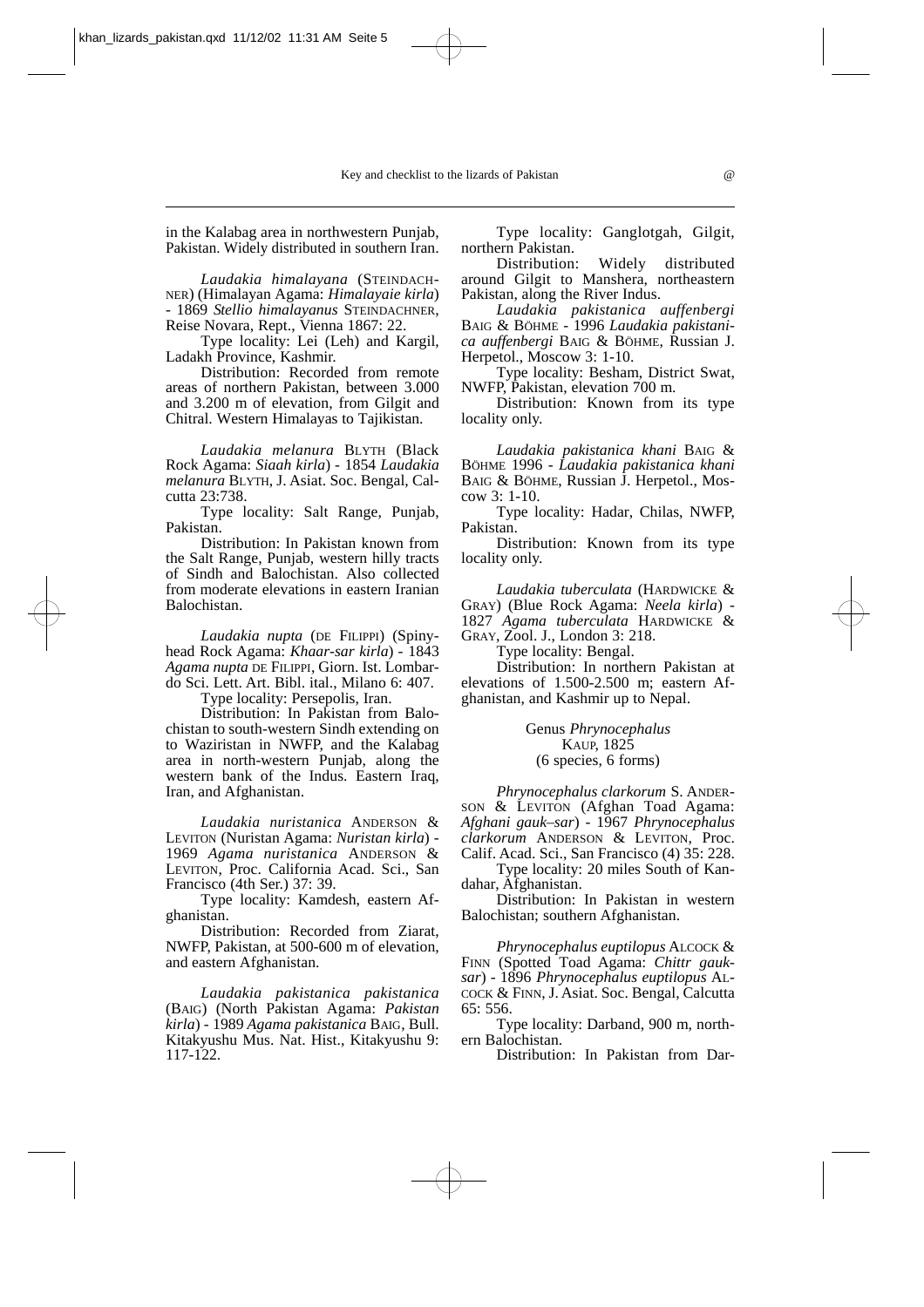in the Kalabag area in northwestern Punjab, Pakistan. Widely distributed in southern Iran.

*Laudakia himalayana* (STEINDACHNER) (Himalayan Agama: *Himalayaie kirla*) - 1869 *Stellio himalayanus* STEINDACHNER, Reise Novara, Rept., Vienna 1867: 22.

Type locality: Lei (Leh) and Kargil, Ladakh Province, Kashmir.

Distribution: Recorded from remote areas of northern Pakistan, between 3.000 and 3.200 m of elevation, from Gilgit and Chitral. Western Himalayas to Tajikistan.

*Laudakia melanura* BLYTH (Black Rock Agama: *Siaah kirla*) - 1854 *Laudakia melanura* BLYTH, J. Asiat. Soc. Bengal, Calcutta 23:738.

Type locality: Salt Range, Punjab, Pakistan.

Distribution: In Pakistan known from the Salt Range, Punjab, western hilly tracts of Sindh and Balochistan. Also collected from moderate elevations in eastern Iranian Balochistan.

*Laudakia nupta* (DE FILIPPI) (Spiny-head Rock Agama: *Khaar-sar kirla*) - 1843 *Agama nupta* DE FILIPPI, Giorn. Ist. Lombardo Sci. Lett. Art. Bibl. ital., Milano 6: 407.

Type locality: Persepolis, Iran.

Distribution: In Pakistan from Balochistan to south-western Sindh extending on to Waziristan in NWFP, and the Kalabag area in north-western Punjab, along the western bank of the Indus. Eastern Iraq, Iran, and Afghanistan.

*Laudakia nuristanica* ANDERSON & LEVITON (Nuristan Agama: *Nuristan kirla*) - 1969 *Agama nuristanica* ANDERSON & LEVITON, Proc. California Acad. Sci., San Francisco (4th Ser.) 37: 39.

Type locality: Kamdesh, eastern Afghanistan.

Distribution: Recorded from Ziarat, NWFP, Pakistan, at 500-600 m of elevation, and eastern Afghanistan.

*Laudakia pakistanica pakistanica* (BAIG) (North Pakistan Agama: *Pakistan kirla*) - 1989 *Agama pakistanica* BAIG, Bull. Kitakyushu Mus. Nat. Hist., Kitakyushu 9: 117-122.

Type locality: Ganglotgah, Gilgit, northern Pakistan.

Distribution: Widely distributed around Gilgit to Manshera, northeastern Pakistan, along the River Indus.

*Laudakia pakistanica auffenbergi* BAIG & BÖHME - 1996 *Laudakia pakistanica auffenbergi* BAIG & BÖHME, Russian J. Herpetol., Moscow 3: 1-10.

Type locality: Besham, District Swat, NWFP, Pakistan, elevation 700 m.

Distribution: Known from its type locality only.

*Laudakia pakistanica khani* BAIG & BÖHME 1996 - *Laudakia pakistanica khani* BAIG & BÖHME, Russian J. Herpetol., Moscow 3: 1-10.

Type locality: Hadar, Chilas, NWFP, Pakistan.

Distribution: Known from its type locality only.

*Laudakia tuberculata* (HARDWICKE & GRAY) (Blue Rock Agama: *Neela kirla*) - 1827 *Agama tuberculata* HARDWICKE & GRAY, Zool. J., London 3: 218.

Type locality: Bengal.

Distribution: In northern Pakistan at elevations of 1.500-2.500 m; eastern Afghanistan, and Kashmir up to Nepal.

### Genus *Phrynocephalus* KAUP, 1825 (6 species, 6 forms)

*Phrynocephalus clarkorum* S. ANDERSON & LEVITON (Afghan Toad Agama: *Afghani gauk–sar*) - 1967 *Phrynocephalus clarkorum* ANDERSON & LEVITON, Proc. Calif. Acad. Sci., San Francisco (4) 35: 228.

Type locality: 20 miles South of Kandahar, Afghanistan.

Distribution: In Pakistan in western Balochistan; southern Afghanistan.

*Phrynocephalus euptilopus* ALCOCK & FINN (Spotted Toad Agama: *Chittr gauk-sar*) - 1896 *Phrynocephalus euptilopus* ALCOCK & FINN, J. Asiat. Soc. Bengal, Calcutta 65: 556.

Type locality: Darband, 900 m, northern Balochistan.

Distribution: In Pakistan from Dar-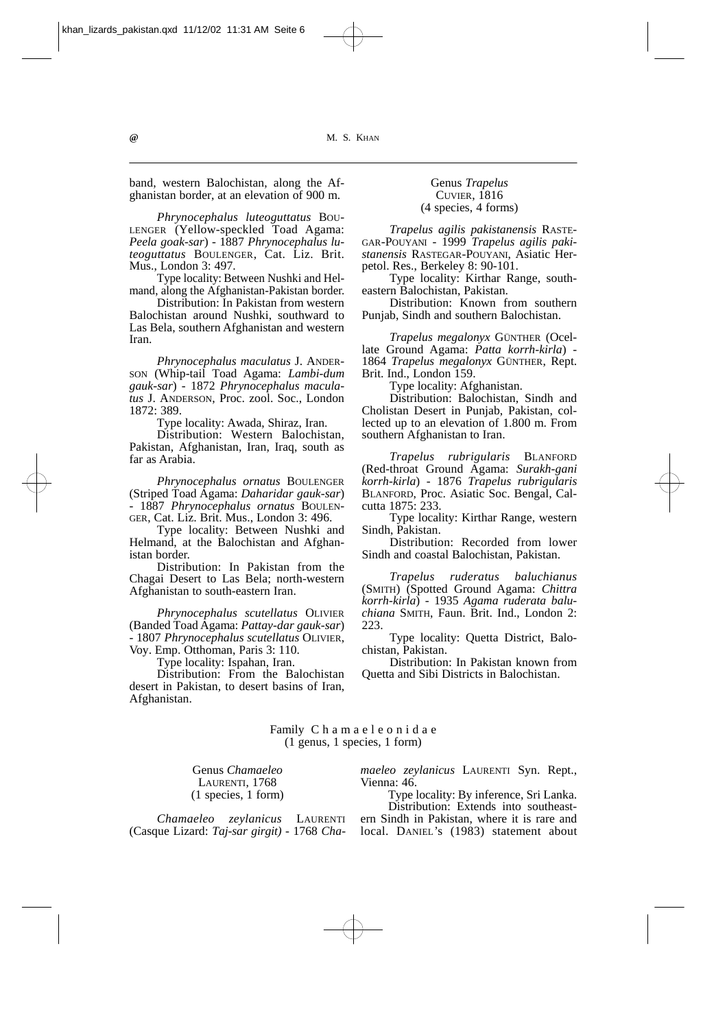band, western Balochistan, along the Afghanistan border, at an elevation of 900 m.

*Phrynocephalus luteoguttatus* BOULENGER (Yellow-speckled Toad Agama: *Peela goak-sar*) - 1887 *Phrynocephalus luteoguttatus* BOULENGER, Cat. Liz. Brit. Mus., London 3: 497.

Type locality: Between Nushki and Helmand, along the Afghanistan-Pakistan border.

Distribution: In Pakistan from western Balochistan around Nushki, southward to Las Bela, southern Afghanistan and western Iran.

*Phrynocephalus maculatus* J. ANDERSON (Whip-tail Toad Agama: *Lambi-dum gauk-sar*) - 1872 *Phrynocephalus maculatus* J. ANDERSON, Proc. zool. Soc., London 1872: 389.

Type locality: Awada, Shiraz, Iran.

Distribution: Western Balochistan, Pakistan, Afghanistan, Iran, Iraq, south as far as Arabia.

*Phrynocephalus ornatus* BOULENGER (Striped Toad Agama: *Daharidar gauk-sar*) - 1887 *Phrynocephalus ornatus* BOULENGER, Cat. Liz. Brit. Mus., London 3: 496.

Type locality: Between Nushki and Helmand, at the Balochistan and Afghanistan border.

Distribution: In Pakistan from the Chagai Desert to Las Bela; north-western Afghanistan to south-eastern Iran.

*Phrynocephalus scutellatus* OLIVIER (Banded Toad Agama: *Pattay-dar gauk-sar*) - 1807 *Phrynocephalus scutellatus* OLIVIER, Voy. Emp. Otthoman, Paris 3: 110.

Type locality: Ispahan, Iran.

Distribution: From the Balochistan desert in Pakistan, to desert basins of Iran, Afghanistan.

### Genus *Trapelus* CUVIER, 1816
(4 species, 4 forms)

*Trapelus agilis pakistanensis* RASTEGAR-POUYANI - 1999 *Trapelus agilis pakistanensis* RASTEGAR-POUYANI, Asiatic Herpetol. Res., Berkeley 8: 90-101.

Type locality: Kirthar Range, southeastern Balochistan, Pakistan.

Distribution: Known from southern Punjab, Sindh and southern Balochistan.

*Trapelus megalonyx* GÜNTHER (Ocellate Ground Agama: *Patta korrh-kirla*) - 1864 *Trapelus megalonyx* GÜNTHER, Rept. Brit. Ind., London 159.

Type locality: Afghanistan.

Distribution: Balochistan, Sindh and Cholistan Desert in Punjab, Pakistan, collected up to an elevation of 1.800 m. From southern Afghanistan to Iran.

*Trapelus rubrigularis* BLANFORD (Red-throat Ground Agama: *Surakh-gani korrh-kirla*) - 1876 *Trapelus rubrigularis* BLANFORD, Proc. Asiatic Soc. Bengal, Calcutta 1875: 233.

Type locality: Kirthar Range, western Sindh, Pakistan.

Distribution: Recorded from lower Sindh and coastal Balochistan, Pakistan.

*Trapelus ruderatus baluchianus* (SMITH) (Spotted Ground Agama: *Chittra korrh-kirla*) - 1935 *Agama ruderata baluchiana* SMITH, Faun. Brit. Ind., London 2: 223.

Type locality: Quetta District, Balochistan, Pakistan.

Distribution: In Pakistan known from Quetta and Sibi Districts in Balochistan.

## Family Chamaeleonidae
(1 genus, 1 species, 1 form)

### Genus *Chamaeleo* LAURENTI, 1768
(1 species, 1 form)

*Chamaeleo zeylanicus* LAURENTI (Casque Lizard: *Taj-sar girgit)* - 1768 *Chamaeleo zeylanicus* LAURENTI Syn. Rept., Vienna: 46.

Type locality: By inference, Sri Lanka.

Distribution: Extends into southeastern Sindh in Pakistan, where it is rare and local. DANIEL's (1983) statement about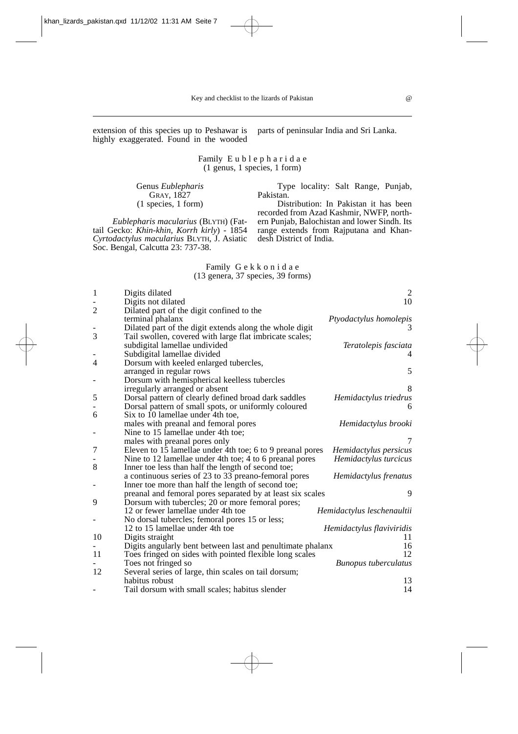extension of this species up to Peshawar is highly exaggerated. Found in the wooded parts of peninsular India and Sri Lanka.

## Family Eublepharidae
(1 genus, 1 species, 1 form)

### Genus *Eublepharis* Gray, 1827
(1 species, 1 form)

*Eublepharis macularius* (Blyth) (Fat-tail Gecko: *Khin-khin, Korrh kirly*) - 1854 *Cyrtodactylus macularius* Blyth, J. Asiatic Soc. Bengal, Calcutta 23: 737-38.

Type locality: Salt Range, Punjab, Pakistan.

Distribution: In Pakistan it has been recorded from Azad Kashmir, NWFP, northern Punjab, Balochistan and lower Sindh. Its range extends from Rajputana and Khandesh District of India.

## Family Gekkonidae
(13 genera, 37 species, 39 forms)

| | | |
|---|---|---|
| 1 | Digits dilated | 2 |
| - | Digits not dilated | 10 |
| 2 | Dilated part of the digit confined to the terminal phalanx | *Ptyodactylus homolepis* |
| - | Dilated part of the digit extends along the whole digit | 3 |
| 3 | Tail swollen, covered with large flat imbricate scales; subdigital lamellae undivided | *Teratolepis fasciata* |
| - | Subdigital lamellae divided | 4 |
| 4 | Dorsum with keeled enlarged tubercles, arranged in regular rows | 5 |
| - | Dorsum with hemispherical keelless tubercles irregularly arranged or absent | 8 |
| 5 | Dorsal pattern of clearly defined broad dark saddles | *Hemidactylus triedrus* |
| - | Dorsal pattern of small spots, or uniformly coloured | 6 |
| 6 | Six to 10 lamellae under 4th toe, males with preanal and femoral pores | *Hemidactylus brooki* |
| - | Nine to 15 lamellae under 4th toe; males with preanal pores only | 7 |
| 7 | Eleven to 15 lamellae under 4th toe; 6 to 9 preanal pores | *Hemidactylus persicus* |
| - | Nine to 12 lamellae under 4th toe; 4 to 6 preanal pores | *Hemidactylus turcicus* |
| 8 | Inner toe less than half the length of second toe; a continuous series of 23 to 33 preano-femoral pores | *Hemidactylus frenatus* |
| - | Inner toe more than half the length of second toe; preanal and femoral pores separated by at least six scales | 9 |
| 9 | Dorsum with tubercles; 20 or more femoral pores; 12 or fewer lamellae under 4th toe | *Hemidactylus leschenaultii* |
| - | No dorsal tubercles; femoral pores 15 or less; 12 to 15 lamellae under 4th toe | *Hemidactylus flaviviridis* |
| 10 | Digits straight | 11 |
| - | Digits angularly bent between last and penultimate phalanx | 16 |
| 11 | Toes fringed on sides with pointed flexible long scales | 12 |
| - | Toes not fringed so | *Bunopus tuberculatus* |
| 12 | Several series of large, thin scales on tail dorsum; habitus robust | 13 |
| - | Tail dorsum with small scales; habitus slender | 14 |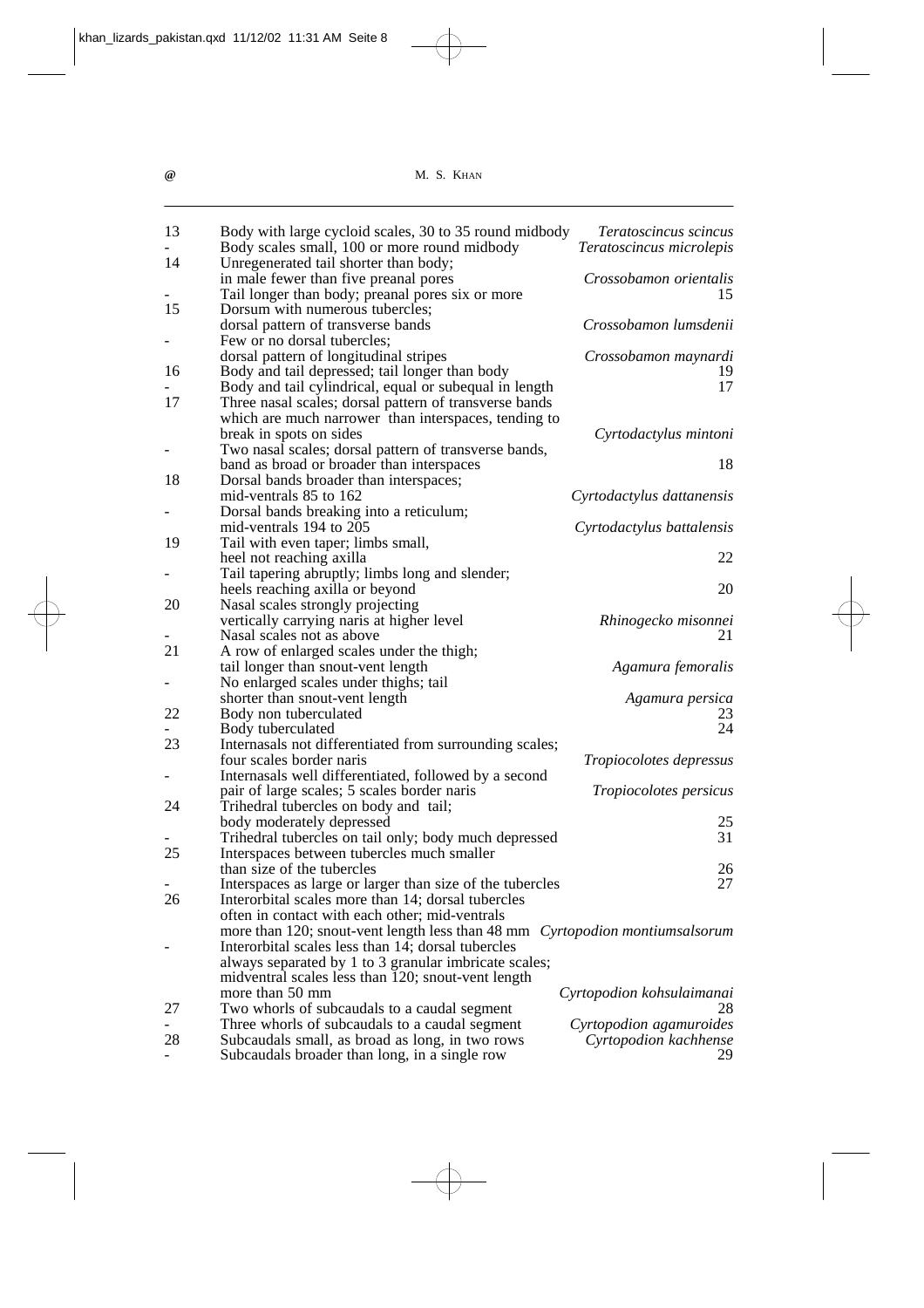| | | |
|---|---|---|
| 13 | Body with large cycloid scales, 30 to 35 round midbody | *Teratoscincus scincus* |
| - | Body scales small, 100 or more round midbody | *Teratoscincus microlepis* |
| 14 | Unregenerated tail shorter than body; in male fewer than five preanal pores | *Crossobamon orientalis* |
| - | Tail longer than body; preanal pores six or more | 15 |
| 15 | Dorsum with numerous tubercles; dorsal pattern of transverse bands | *Crossobamon lumsdenii* |
| - | Few or no dorsal tubercles; dorsal pattern of longitudinal stripes | *Crossobamon maynardi* |
| 16 | Body and tail depressed; tail longer than body | 19 |
| - | Body and tail cylindrical, equal or subequal in length | 17 |
| 17 | Three nasal scales; dorsal pattern of transverse bands which are much narrower than interspaces, tending to break in spots on sides | *Cyrtodactylus mintoni* |
| - | Two nasal scales; dorsal pattern of transverse bands, band as broad or broader than interspaces | 18 |
| 18 | Dorsal bands broader than interspaces; mid-ventrals 85 to 162 | *Cyrtodactylus dattanensis* |
| - | Dorsal bands breaking into a reticulum; mid-ventrals 194 to 205 | *Cyrtodactylus battalensis* |
| 19 | Tail with even taper; limbs small, heel not reaching axilla | 22 |
| - | Tail tapering abruptly; limbs long and slender; heels reaching axilla or beyond | 20 |
| 20 | Nasal scales strongly projecting vertically carrying naris at higher level | *Rhinogecko misonnei* |
| - | Nasal scales not as above | 21 |
| 21 | A row of enlarged scales under the thigh; tail longer than snout-vent length | *Agamura femoralis* |
| - | No enlarged scales under thighs; tail shorter than snout-vent length | *Agamura persica* |
| 22 | Body non tuberculated | 23 |
| - | Body tuberculated | 24 |
| 23 | Internasals not differentiated from surrounding scales; four scales border naris | *Tropiocolotes depressus* |
| - | Internasals well differentiated, followed by a second pair of large scales; 5 scales border naris | *Tropiocolotes persicus* |
| 24 | Trihedral tubercles on body and tail; body moderately depressed | 25 |
| - | Trihedral tubercles on tail only; body much depressed | 31 |
| 25 | Interspaces between tubercles much smaller than size of the tubercles | 26 |
| - | Interspaces as large or larger than size of the tubercles | 27 |
| 26 | Interorbital scales more than 14; dorsal tubercles often in contact with each other; mid-ventrals more than 120; snout-vent length less than 48 mm | *Cyrtopodion montiumsalsorum* |
| - | Interorbital scales less than 14; dorsal tubercles always separated by 1 to 3 granular imbricate scales; midventral scales less than 120; snout-vent length more than 50 mm | *Cyrtopodion kohsulaimanai* |
| 27 | Two whorls of subcaudals to a caudal segment | 28 |
| - | Three whorls of subcaudals to a caudal segment | *Cyrtopodion agamuroides* |
| 28 | Subcaudals small, as broad as long, in two rows | *Cyrtopodion kachhense* |
| - | Subcaudals broader than long, in a single row | 29 |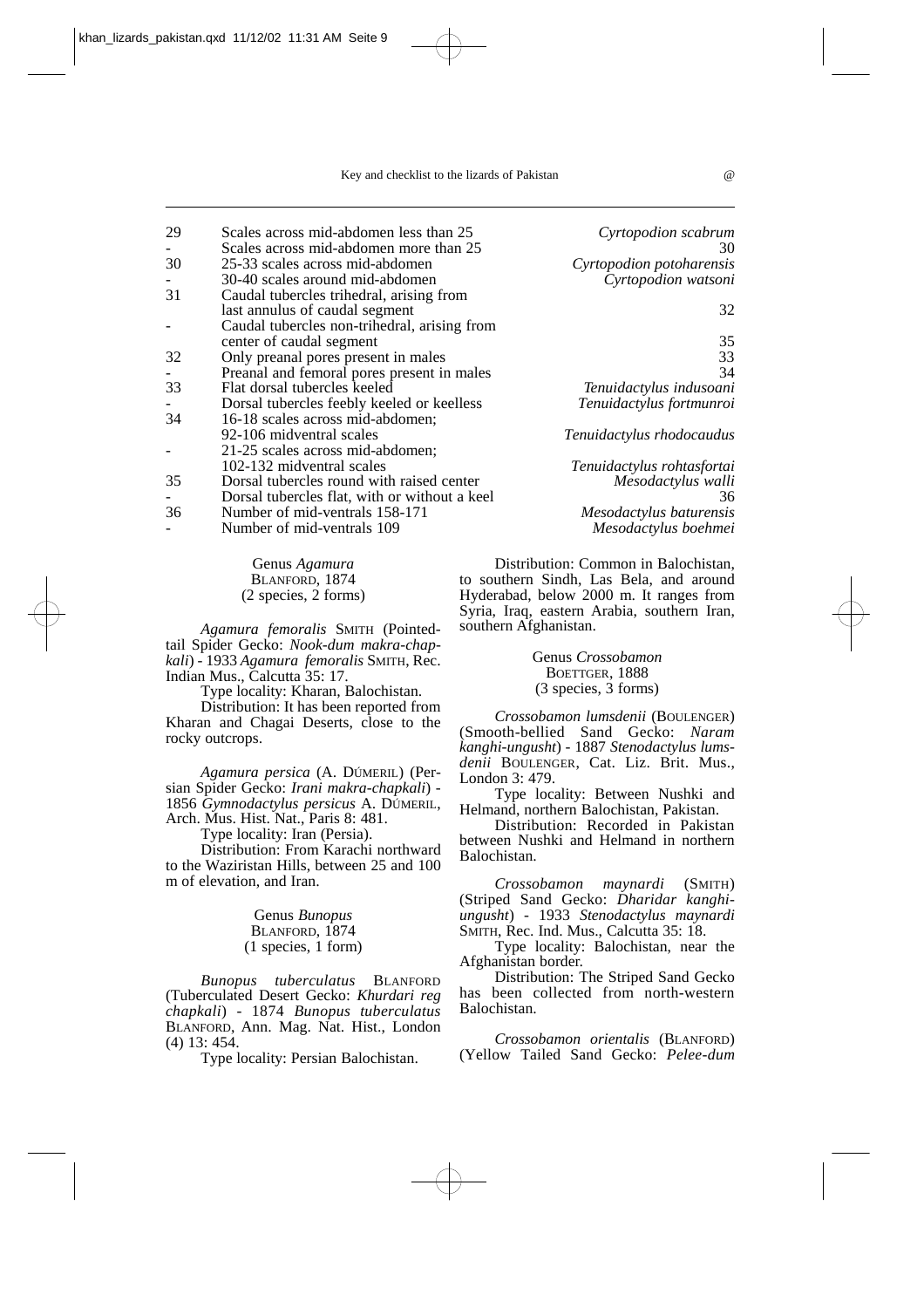| | | |
|---|---|---|
| 29 | Scales across mid-abdomen less than 25 | *Cyrtopodion scabrum* |
| - | Scales across mid-abdomen more than 25 | 30 |
| 30 | 25-33 scales across mid-abdomen | *Cyrtopodion potoharensis* |
| - | 30-40 scales around mid-abdomen | *Cyrtopodion watsoni* |
| 31 | Caudal tubercles trihedral, arising from last annulus of caudal segment | 32 |
| - | Caudal tubercles non-trihedral, arising from center of caudal segment | 35 |
| 32 | Only preanal pores present in males | 33 |
| - | Preanal and femoral pores present in males | 34 |
| 33 | Flat dorsal tubercles keeled | *Tenuidactylus indusoani* |
| - | Dorsal tubercles feebly keeled or keelless | *Tenuidactylus fortmunroi* |
| 34 | 16-18 scales across mid-abdomen; 92-106 midventral scales | *Tenuidactylus rhodocaudus* |
| - | 21-25 scales across mid-abdomen; 102-132 midventral scales | *Tenuidactylus rohtasfortai* |
| 35 | Dorsal tubercles round with raised center | *Mesodactylus walli* |
| - | Dorsal tubercles flat, with or without a keel | 36 |
| 36 | Number of mid-ventrals 158-171 | *Mesodactylus baturensis* |
| - | Number of mid-ventrals 109 | *Mesodactylus boehmei* |

Genus *Agamura*
BLANFORD, 1874
(2 species, 2 forms)

*Agamura femoralis* SMITH (Pointed-tail Spider Gecko: *Nook-dum makra-chapkali*) - 1933 *Agamura femoralis* SMITH, Rec. Indian Mus., Calcutta 35: 17.

Type locality: Kharan, Balochistan.

Distribution: It has been reported from Kharan and Chagai Deserts, close to the rocky outcrops.

*Agamura persica* (A. DÚMERIL) (Persian Spider Gecko: *Irani makra-chapkali*) - 1856 *Gymnodactylus persicus* A. DÚMERIL, Arch. Mus. Hist. Nat., Paris 8: 481.

Type locality: Iran (Persia).

Distribution: From Karachi northward to the Waziristan Hills, between 25 and 100 m of elevation, and Iran.

Genus *Bunopus*
BLANFORD, 1874
(1 species, 1 form)

*Bunopus tuberculatus* BLANFORD (Tuberculated Desert Gecko: *Khurdari reg chapkali*) - 1874 *Bunopus tuberculatus* BLANFORD, Ann. Mag. Nat. Hist., London (4) 13: 454.

Type locality: Persian Balochistan.

Distribution: Common in Balochistan, to southern Sindh, Las Bela, and around Hyderabad, below 2000 m. It ranges from Syria, Iraq, eastern Arabia, southern Iran, southern Afghanistan.

Genus *Crossobamon*
BOETTGER, 1888
(3 species, 3 forms)

*Crossobamon lumsdenii* (BOULENGER) (Smooth-bellied Sand Gecko: *Naram kanghi-ungusht*) - 1887 *Stenodactylus lumsdenii* BOULENGER, Cat. Liz. Brit. Mus., London 3: 479.

Type locality: Between Nushki and Helmand, northern Balochistan, Pakistan.

Distribution: Recorded in Pakistan between Nushki and Helmand in northern Balochistan.

*Crossobamon maynardi* (SMITH) (Striped Sand Gecko: *Dharidar kanghi-ungusht*) - 1933 *Stenodactylus maynardi* SMITH, Rec. Ind. Mus., Calcutta 35: 18.

Type locality: Balochistan, near the Afghanistan border.

Distribution: The Striped Sand Gecko has been collected from north-western Balochistan.

*Crossobamon orientalis* (BLANFORD) (Yellow Tailed Sand Gecko: *Pelee-dum*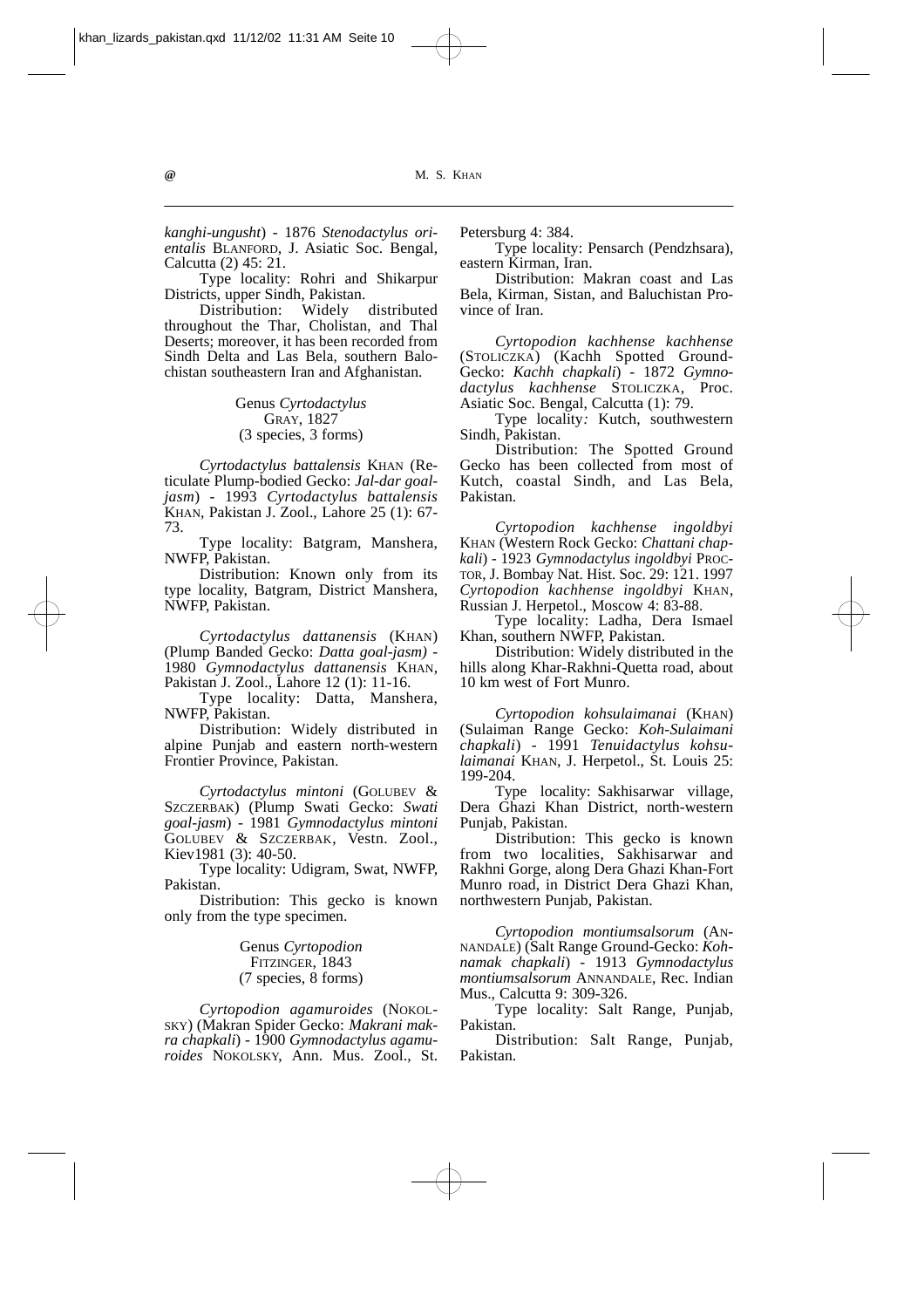*kanghi-ungusht*) - 1876 *Stenodactylus orientalis* BLANFORD, J. Asiatic Soc. Bengal, Calcutta (2) 45: 21.

Type locality: Rohri and Shikarpur Districts, upper Sindh, Pakistan.

Distribution: Widely distributed throughout the Thar, Cholistan, and Thal Deserts; moreover, it has been recorded from Sindh Delta and Las Bela, southern Balochistan southeastern Iran and Afghanistan.

Genus *Cyrtodactylus*
GRAY, 1827
(3 species, 3 forms)

*Cyrtodactylus battalensis* KHAN (Reticulate Plump-bodied Gecko: *Jal-dar goal-jasm*) - 1993 *Cyrtodactylus battalensis* KHAN, Pakistan J. Zool., Lahore 25 (1): 67-73.

Type locality: Batgram, Manshera, NWFP, Pakistan.

Distribution: Known only from its type locality, Batgram, District Manshera, NWFP, Pakistan.

*Cyrtodactylus dattanensis* (KHAN) (Plump Banded Gecko: *Datta goal-jasm)* - 1980 *Gymnodactylus dattanensis* KHAN, Pakistan J. Zool., Lahore 12 (1): 11-16.

Type locality: Datta, Manshera, NWFP, Pakistan.

Distribution: Widely distributed in alpine Punjab and eastern north-western Frontier Province, Pakistan.

*Cyrtodactylus mintoni* (GOLUBEV & SZCZERBAK) (Plump Swati Gecko: *Swati goal-jasm*) - 1981 *Gymnodactylus mintoni* GOLUBEV & SZCZERBAK, Vestn. Zool., Kiev1981 (3): 40-50.

Type locality: Udigram, Swat, NWFP, Pakistan.

Distribution: This gecko is known only from the type specimen.

Genus *Cyrtopodion*
FITZINGER, 1843
(7 species, 8 forms)

*Cyrtopodion agamuroides* (NOKOLSKY) (Makran Spider Gecko: *Makrani makra chapkali*) - 1900 *Gymnodactylus agamuroides* NOKOLSKY, Ann. Mus. Zool., St. Petersburg 4: 384.

Type locality: Pensarch (Pendzhsara), eastern Kirman, Iran.

Distribution: Makran coast and Las Bela, Kirman, Sistan, and Baluchistan Province of Iran.

*Cyrtopodion kachhense kachhense* (STOLICZKA) (Kachh Spotted Ground-Gecko: *Kachh chapkali*) - 1872 *Gymnodactylus kachhense* STOLICZKA, Proc. Asiatic Soc. Bengal, Calcutta (1): 79.

Type locality*:* Kutch, southwestern Sindh, Pakistan.

Distribution: The Spotted Ground Gecko has been collected from most of Kutch, coastal Sindh, and Las Bela, Pakistan.

*Cyrtopodion kachhense ingoldbyi* KHAN (Western Rock Gecko: *Chattani chapkali*) - 1923 *Gymnodactylus ingoldbyi* PROCTOR, J. Bombay Nat. Hist. Soc. 29: 121. 1997 *Cyrtopodion kachhense ingoldbyi* KHAN, Russian J. Herpetol., Moscow 4: 83-88.

Type locality: Ladha, Dera Ismael Khan, southern NWFP, Pakistan.

Distribution: Widely distributed in the hills along Khar-Rakhni-Quetta road, about 10 km west of Fort Munro.

*Cyrtopodion kohsulaimanai* (KHAN) (Sulaiman Range Gecko: *Koh-Sulaimani chapkali*) - 1991 *Tenuidactylus kohsulaimanai* KHAN, J. Herpetol., St. Louis 25: 199-204.

Type locality: Sakhisarwar village, Dera Ghazi Khan District, north-western Punjab, Pakistan.

Distribution: This gecko is known from two localities, Sakhisarwar and Rakhni Gorge, along Dera Ghazi Khan-Fort Munro road, in District Dera Ghazi Khan, northwestern Punjab, Pakistan.

*Cyrtopodion montiumsalsorum* (ANNANDALE) (Salt Range Ground-Gecko: *Koh-namak chapkali*) - 1913 *Gymnodactylus montiumsalsorum* ANNANDALE, Rec. Indian Mus., Calcutta 9: 309-326.

Type locality: Salt Range, Punjab, Pakistan.

Distribution: Salt Range, Punjab, Pakistan.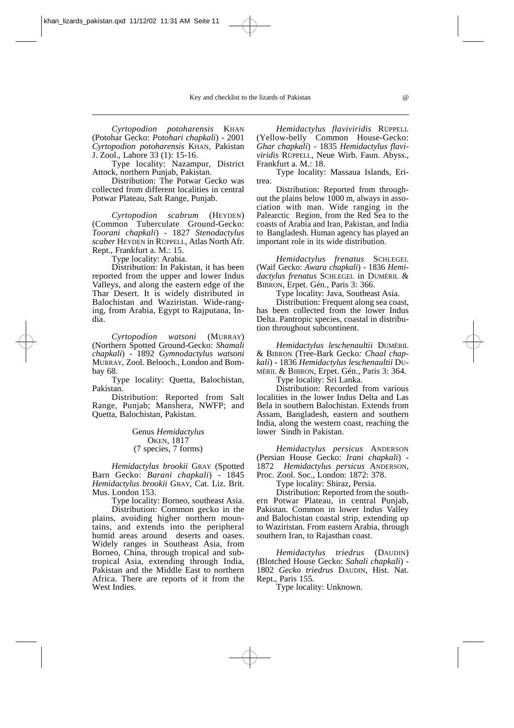*Cyrtopodion potoharensis* KHAN (Potohar Gecko: *Potohari chapkali*) - 2001 *Cyrtopodion potoharensis* KHAN, Pakistan J. Zool., Lahore 33 (1): 15-16.

Type locality: Nazampur, District Attock, northern Punjab, Pakistan.

Distribution: The Potwar Gecko was collected from different localities in central Potwar Plateau, Salt Range, Punjab.

*Cyrtopodion scabrum* (HEYDEN) (Common Tuberculate Ground-Gecko: *Toorani chapkali*) - 1827 *Stenodactylus scaber* HEYDEN in RÜPPELL, Atlas North Afr. Rept., Frankfurt a. M.: 15.

Type locality: Arabia.

Distribution: In Pakistan, it has been reported from the upper and lower Indus Valleys, and along the eastern edge of the Thar Desert. It is widely distributed in Balochistan and Waziristan. Wide-ranging, from Arabia, Egypt to Rajputana, India.

*Cyrtopodion watsoni* (MURRAY) (Northern Spotted Ground-Gecko: *Shamali chapkali*) - 1892 *Gymnodactylus watsoni* MURRAY, Zool. Belooch., London and Bombay 68.

Type locality: Quetta, Balochistan, Pakistan.

Distribution: Reported from Salt Range, Punjab; Manshera, NWFP; and Quetta, Balochistan, Pakistan.

### Genus *Hemidactylus* OKEN, 1817 (7 species, 7 forms)

*Hemidactylus brookii* GRAY (Spotted Barn Gecko: *Barani chapkali*) - 1845 *Hemidactylus brookii* GRAY, Cat. Liz. Brit. Mus. London 153.

Type locality: Borneo, southeast Asia.

Distribution: Common gecko in the plains, avoiding higher northern mountains, and extends into the peripheral humid areas around deserts and oases. Widely ranges in Southeast Asia, from Borneo, China, through tropical and subtropical Asia, extending through India, Pakistan and the Middle East to northern Africa. There are reports of it from the West Indies.

*Hemidactylus flaviviridis* RÜPPELL (Yellow-belly Common House-Gecko: *Ghar chapkali*) - 1835 *Hemidactylus flaviviridis* RÜPPELL, Neue Wirb. Faun. Abyss., Frankfurt a. M.: 18.

Type locality: Massaua Islands, Eritrea.

Distribution: Reported from throughout the plains below 1000 m, always in association with man. Wide ranging in the Palearctic Region, from the Red Sea to the coasts of Arabia and Iran, Pakistan, and India to Bangladesh. Human agency has played an important role in its wide distribution.

*Hemidactylus frenatus* SCHLEGEL (Waif Gecko: *Awara chapkali*) - 1836 *Hemidactylus frenatus* SCHLEGEL in DUMÈRIL & BIBRON, Erpet. Gén., Paris 3: 366.

Type locality: Java, Southeast Asia.

Distribution: Frequent along sea coast, has been collected from the lower Indus Delta. Pantropic species, coastal in distribution throughout subcontinent.

*Hemidactylus leschenaultii* DUMÈRIL & BIBRON (Tree-Bark Gecko: *Chaal chapkali*) - 1836 *Hemidactylus leschenaultii* DUMÈRIL & BIBRON, Erpet. Gén., Paris 3: 364.

Type locality: Sri Lanka.

Distribution: Recorded from various localities in the lower Indus Delta and Las Bela in southern Balochistan. Extends from Assam, Bangladesh, eastern and southern India, along the western coast, reaching the lower Sindh in Pakistan.

*Hemidactylus persicus* ANDERSON (Persian House Gecko: *Irani chapkali*) - 1872 *Hemidactylus persicus* ANDERSON, Proc. Zool. Soc., London: 1872: 378.

Type locality: Shiraz, Persia.

Distribution: Reported from the southern Potwar Plateau, in central Punjab, Pakistan. Common in lower Indus Valley and Balochistan coastal strip, extending up to Waziristan. From eastern Arabia, through southern Iran, to Rajasthan coast.

*Hemidactylus triedrus* (DAUDIN) (Blotched House Gecko: *Sahali chapkali*) - 1802 *Gecko triedrus* DAUDIN, Hist. Nat. Rept., Paris 155.

Type locality: Unknown.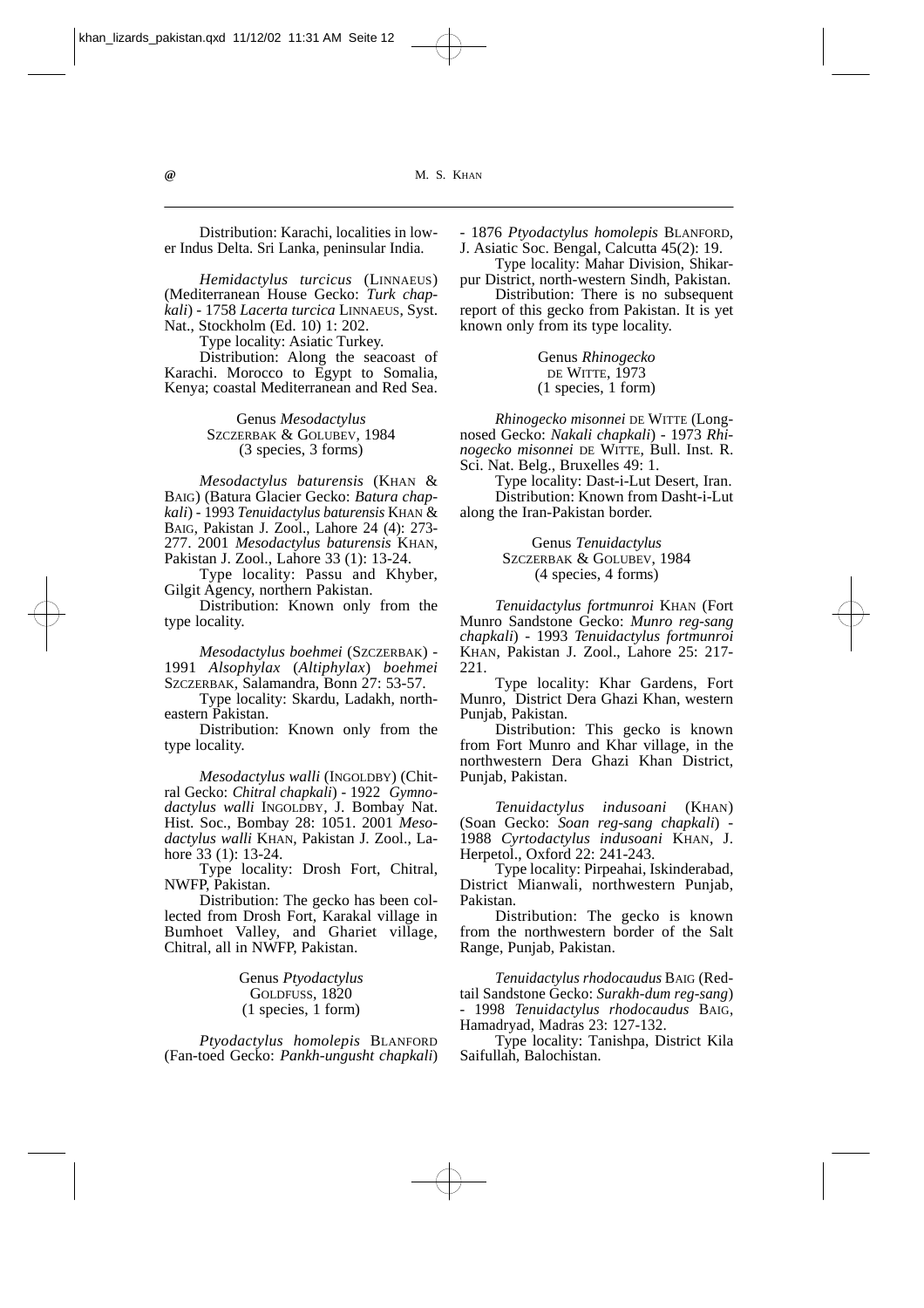Distribution: Karachi, localities in lower Indus Delta. Sri Lanka, peninsular India.

*Hemidactylus turcicus* (LINNAEUS) (Mediterranean House Gecko: *Turk chapkali*) - 1758 *Lacerta turcica* LINNAEUS, Syst. Nat., Stockholm (Ed. 10) 1: 202.

Type locality: Asiatic Turkey.

Distribution: Along the seacoast of Karachi. Morocco to Egypt to Somalia, Kenya; coastal Mediterranean and Red Sea.

Genus *Mesodactylus*
SZCZERBAK & GOLUBEV, 1984
(3 species, 3 forms)

*Mesodactylus baturensis* (KHAN & BAIG) (Batura Glacier Gecko: *Batura chapkali*) - 1993 *Tenuidactylus baturensis* KHAN & BAIG, Pakistan J. Zool., Lahore 24 (4): 273-277. 2001 *Mesodactylus baturensis* KHAN, Pakistan J. Zool., Lahore 33 (1): 13-24.

Type locality: Passu and Khyber, Gilgit Agency, northern Pakistan.

Distribution: Known only from the type locality.

*Mesodactylus boehmei* (SZCZERBAK) - 1991 *Alsophylax* (*Altiphylax*) *boehmei* SZCZERBAK, Salamandra, Bonn 27: 53-57.

Type locality: Skardu, Ladakh, northeastern Pakistan.

Distribution: Known only from the type locality.

*Mesodactylus walli* (INGOLDBY) (Chitral Gecko: *Chitral chapkali*) - 1922 *Gymnodactylus walli* INGOLDBY, J. Bombay Nat. Hist. Soc., Bombay 28: 1051. 2001 *Mesodactylus walli* KHAN, Pakistan J. Zool., Lahore 33 (1): 13-24.

Type locality: Drosh Fort, Chitral, NWFP, Pakistan.

Distribution: The gecko has been collected from Drosh Fort, Karakal village in Bumhoet Valley, and Ghariet village, Chitral, all in NWFP, Pakistan.

Genus *Ptyodactylus*
GOLDFUSS, 1820
(1 species, 1 form)

*Ptyodactylus homolepis* BLANFORD (Fan-toed Gecko: *Pankh-ungusht chapkali*) - 1876 *Ptyodactylus homolepis* BLANFORD, J. Asiatic Soc. Bengal, Calcutta 45(2): 19.

Type locality: Mahar Division, Shikarpur District, north-western Sindh, Pakistan.

Distribution: There is no subsequent report of this gecko from Pakistan. It is yet known only from its type locality.

Genus *Rhinogecko*
DE WITTE, 1973
(1 species, 1 form)

*Rhinogecko misonnei* DE WITTE (Long-nosed Gecko: *Nakali chapkali*) - 1973 *Rhinogecko misonnei* DE WITTE, Bull. Inst. R. Sci. Nat. Belg., Bruxelles 49: 1.

Type locality: Dast-i-Lut Desert, Iran.

Distribution: Known from Dasht-i-Lut along the Iran-Pakistan border.

Genus *Tenuidactylus*
SZCZERBAK & GOLUBEV, 1984
(4 species, 4 forms)

*Tenuidactylus fortmunroi* KHAN (Fort Munro Sandstone Gecko: *Munro reg-sang chapkali*) - 1993 *Tenuidactylus fortmunroi* KHAN, Pakistan J. Zool., Lahore 25: 217-221.

Type locality: Khar Gardens, Fort Munro, District Dera Ghazi Khan, western Punjab, Pakistan.

Distribution: This gecko is known from Fort Munro and Khar village, in the northwestern Dera Ghazi Khan District, Punjab, Pakistan.

*Tenuidactylus indusoani* (KHAN) (Soan Gecko: *Soan reg-sang chapkali*) - 1988 *Cyrtodactylus indusoani* KHAN, J. Herpetol., Oxford 22: 241-243.

Type locality: Pirpeahai, Iskinderabad, District Mianwali, northwestern Punjab, Pakistan.

Distribution: The gecko is known from the northwestern border of the Salt Range, Punjab, Pakistan.

*Tenuidactylus rhodocaudus* BAIG (Red-tail Sandstone Gecko: *Surakh-dum reg-sang*) - 1998 *Tenuidactylus rhodocaudus* BAIG, Hamadryad, Madras 23: 127-132.

Type locality: Tanishpa, District Kila Saifullah, Balochistan.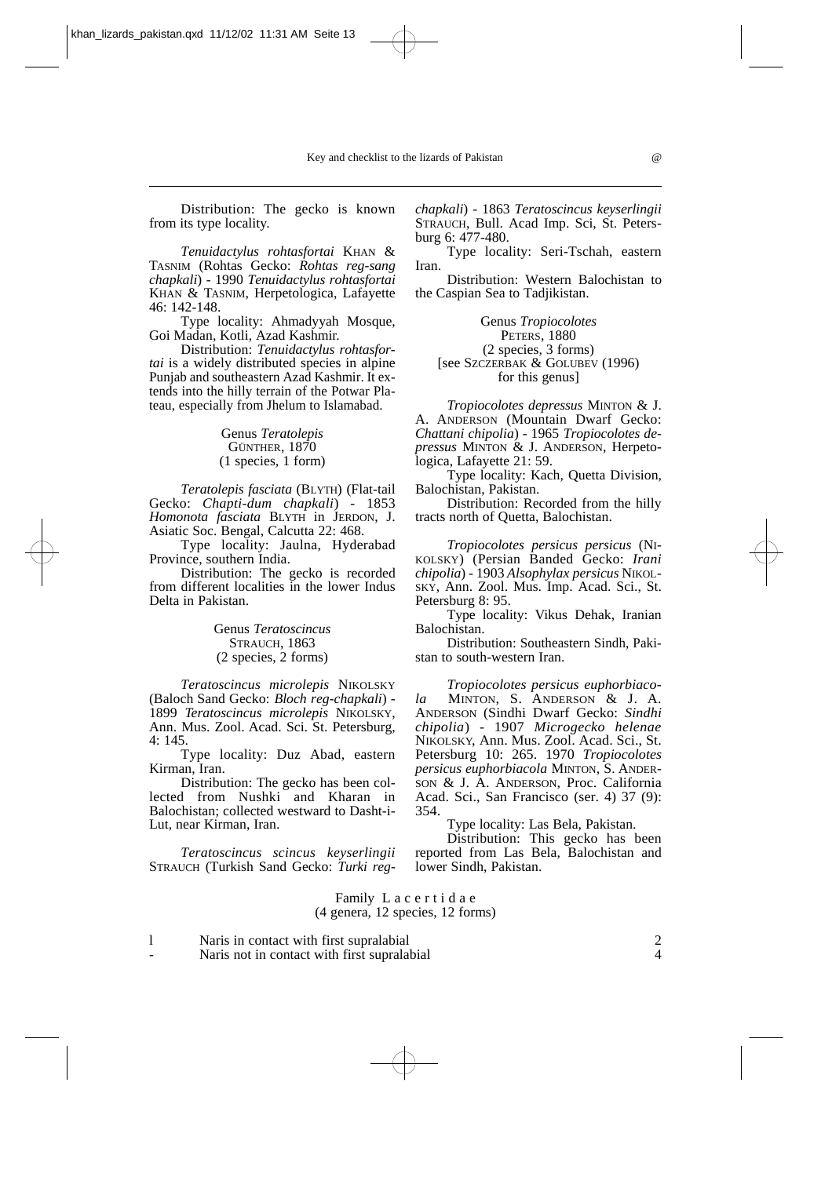Distribution: The gecko is known from its type locality.

*Tenuidactylus rohtasfortai* KHAN & TASNIM (Rohtas Gecko: *Rohtas reg-sang chapkali*) - 1990 *Tenuidactylus rohtasfortai* KHAN & TASNIM, Herpetologica, Lafayette 46: 142-148.

Type locality: Ahmadyyah Mosque, Goi Madan, Kotli, Azad Kashmir.

Distribution: *Tenuidactylus rohtasfortai* is a widely distributed species in alpine Punjab and southeastern Azad Kashmir. It extends into the hilly terrain of the Potwar Plateau, especially from Jhelum to Islamabad.

Genus *Teratolepis*
GÜNTHER, 1870
(1 species, 1 form)

*Teratolepis fasciata* (BLYTH) (Flat-tail Gecko: *Chapti-dum chapkali*) - 1853 *Homonota fasciata* BLYTH in JERDON, J. Asiatic Soc. Bengal, Calcutta 22: 468.

Type locality: Jaulna, Hyderabad Province, southern India.

Distribution: The gecko is recorded from different localities in the lower Indus Delta in Pakistan.

Genus *Teratoscincus*
STRAUCH, 1863
(2 species, 2 forms)

*Teratoscincus microlepis* NIKOLSKY (Baloch Sand Gecko: *Bloch reg-chapkali*) - 1899 *Teratoscincus microlepis* NIKOLSKY, Ann. Mus. Zool. Acad. Sci. St. Petersburg, 4: 145.

Type locality: Duz Abad, eastern Kirman, Iran.

Distribution: The gecko has been collected from Nushki and Kharan in Balochistan; collected westward to Dasht-i-Lut, near Kirman, Iran.

*Teratoscincus scincus keyserlingii* STRAUCH (Turkish Sand Gecko: *Turki reg-chapkali*) - 1863 *Teratoscincus keyserlingii* STRAUCH, Bull. Acad Imp. Sci, St. Petersburg 6: 477-480.

Type locality: Seri-Tschah, eastern Iran.

Distribution: Western Balochistan to the Caspian Sea to Tadjikistan.

Genus *Tropiocolotes*
PETERS, 1880
(2 species, 3 forms)
[see SZCZERBAK & GOLUBEV (1996) for this genus]

*Tropiocolotes depressus* MINTON & J. A. ANDERSON (Mountain Dwarf Gecko: *Chattani chipolia*) - 1965 *Tropiocolotes depressus* MINTON & J. ANDERSON, Herpetologica, Lafayette 21: 59.

Type locality: Kach, Quetta Division, Balochistan, Pakistan.

Distribution: Recorded from the hilly tracts north of Quetta, Balochistan.

*Tropiocolotes persicus persicus* (NIKOLSKY) (Persian Banded Gecko: *Irani chipolia*) - 1903 *Alsophylax persicus* NIKOLSKY, Ann. Zool. Mus. Imp. Acad. Sci., St. Petersburg 8: 95.

Type locality: Vikus Dehak, Iranian Balochistan.

Distribution: Southeastern Sindh, Pakistan to south-western Iran.

*Tropiocolotes persicus euphorbiacola* MINTON, S. ANDERSON & J. A. ANDERSON (Sindhi Dwarf Gecko: *Sindhi chipolia*) - 1907 *Microgecko helenae* NIKOLSKY, Ann. Mus. Zool. Acad. Sci., St. Petersburg 10: 265. 1970 *Tropiocolotes persicus euphorbiacola* MINTON, S. ANDERSON & J. A. ANDERSON, Proc. California Acad. Sci., San Francisco (ser. 4) 37 (9): 354.

Type locality: Las Bela, Pakistan.

Distribution: This gecko has been reported from Las Bela, Balochistan and lower Sindh, Pakistan.

## Family Lacertidae
(4 genera, 12 species, 12 forms)

| | | |
|---|---|---|
| 1 | Naris in contact with first supralabial | 2 |
| - | Naris not in contact with first supralabial | 4 |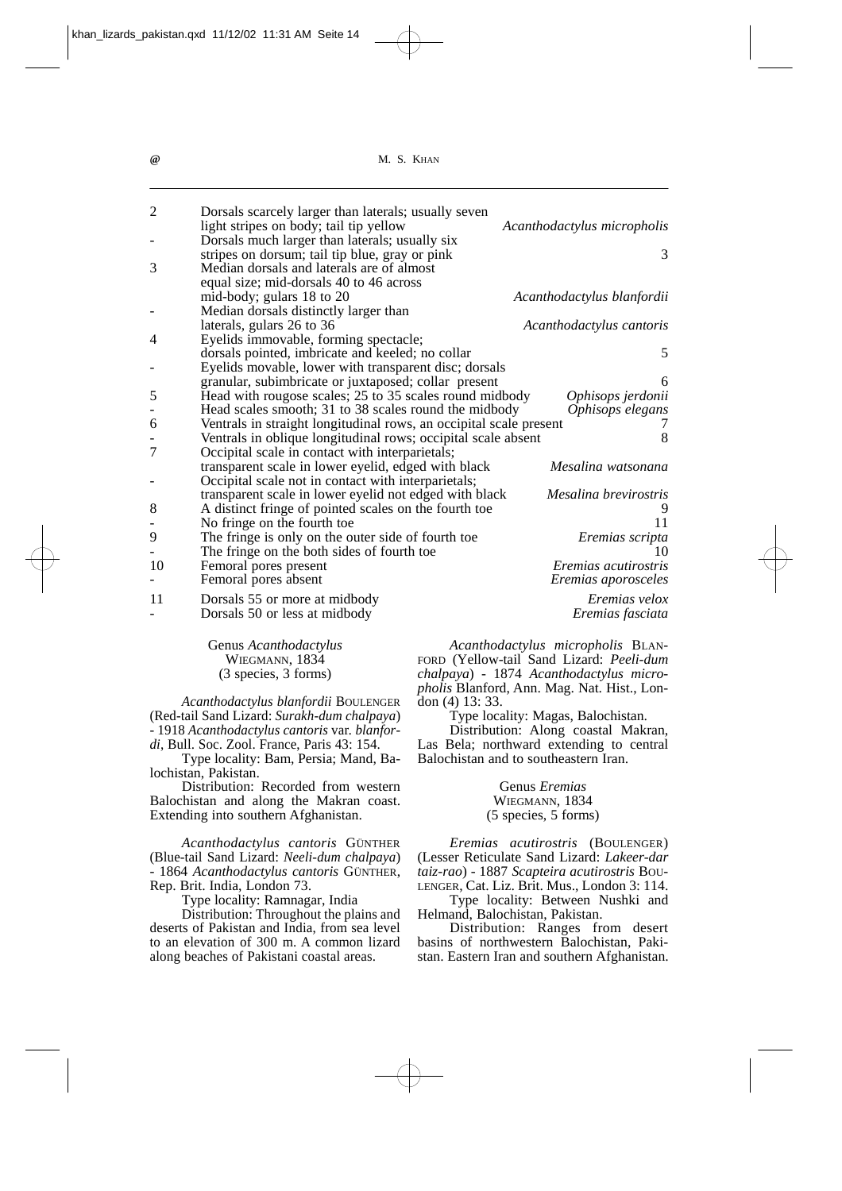| | | |
|---|---|---|
| 2 | Dorsals scarcely larger than laterals; usually seven light stripes on body; tail tip yellow | *Acanthodactylus micropholis* |
| - | Dorsals much larger than laterals; usually six stripes on dorsum; tail tip blue, gray or pink | 3 |
| 3 | Median dorsals and laterals are of almost equal size; mid-dorsals 40 to 46 across mid-body; gulars 18 to 20 | *Acanthodactylus blanfordii* |
| - | Median dorsals distinctly larger than laterals, gulars 26 to 36 | *Acanthodactylus cantoris* |
| 4 | Eyelids immovable, forming spectacle; dorsals pointed, imbricate and keeled; no collar | 5 |
| - | Eyelids movable, lower with transparent disc; dorsals granular, subimbricate or juxtaposed; collar present | 6 |
| 5 | Head with rougose scales; 25 to 35 scales round midbody | *Ophisops jerdonii* |
| - | Head scales smooth; 31 to 38 scales round the midbody | *Ophisops elegans* |
| 6 | Ventrals in straight longitudinal rows, an occipital scale present | 7 |
| - | Ventrals in oblique longitudinal rows; occipital scale absent | 8 |
| 7 | Occipital scale in contact with interparietals; transparent scale in lower eyelid, edged with black | *Mesalina watsonana* |
| - | Occipital scale not in contact with interparietals; transparent scale in lower eyelid not edged with black | *Mesalina brevirostris* |
| 8 | A distinct fringe of pointed scales on the fourth toe | 9 |
| - | No fringe on the fourth toe | 11 |
| 9 | The fringe is only on the outer side of fourth toe | *Eremias scripta* |
| - | The fringe on the both sides of fourth toe | 10 |
| 10 | Femoral pores present | *Eremias acutirostris* |
| - | Femoral pores absent | *Eremias aporosceles* |
| 11 | Dorsals 55 or more at midbody | *Eremias velox* |
| - | Dorsals 50 or less at midbody | *Eremias fasciata* |

### Genus *Acanthodactylus* WIEGMANN, 1834
(3 species, 3 forms)

*Acanthodactylus blanfordii* BOULENGER (Red-tail Sand Lizard: *Surakh-dum chalpaya*) - 1918 *Acanthodactylus cantoris* var. *blanfordi*, Bull. Soc. Zool. France, Paris 43: 154.

Type locality: Bam, Persia; Mand, Balochistan, Pakistan.

Distribution: Recorded from western Balochistan and along the Makran coast. Extending into southern Afghanistan.

*Acanthodactylus cantoris* GÜNTHER (Blue-tail Sand Lizard: *Neeli-dum chalpaya*) - 1864 *Acanthodactylus cantoris* GÜNTHER, Rep. Brit. India, London 73.

Type locality: Ramnagar, India

Distribution: Throughout the plains and deserts of Pakistan and India, from sea level to an elevation of 300 m. A common lizard along beaches of Pakistani coastal areas.

*Acanthodactylus micropholis* BLANFORD (Yellow-tail Sand Lizard: *Peeli-dum chalpaya*) - 1874 *Acanthodactylus micropholis* Blanford, Ann. Mag. Nat. Hist., London (4) 13: 33.

Type locality: Magas, Balochistan.

Distribution: Along coastal Makran, Las Bela; northward extending to central Balochistan and to southeastern Iran.

### Genus *Eremias* WIEGMANN, 1834
(5 species, 5 forms)

*Eremias acutirostris* (BOULENGER) (Lesser Reticulate Sand Lizard: *Lakeer-dar taiz-rao*) - 1887 *Scapteira acutirostris* BOULENGER, Cat. Liz. Brit. Mus., London 3: 114.

Type locality: Between Nushki and Helmand, Balochistan, Pakistan.

Distribution: Ranges from desert basins of northwestern Balochistan, Pakistan. Eastern Iran and southern Afghanistan.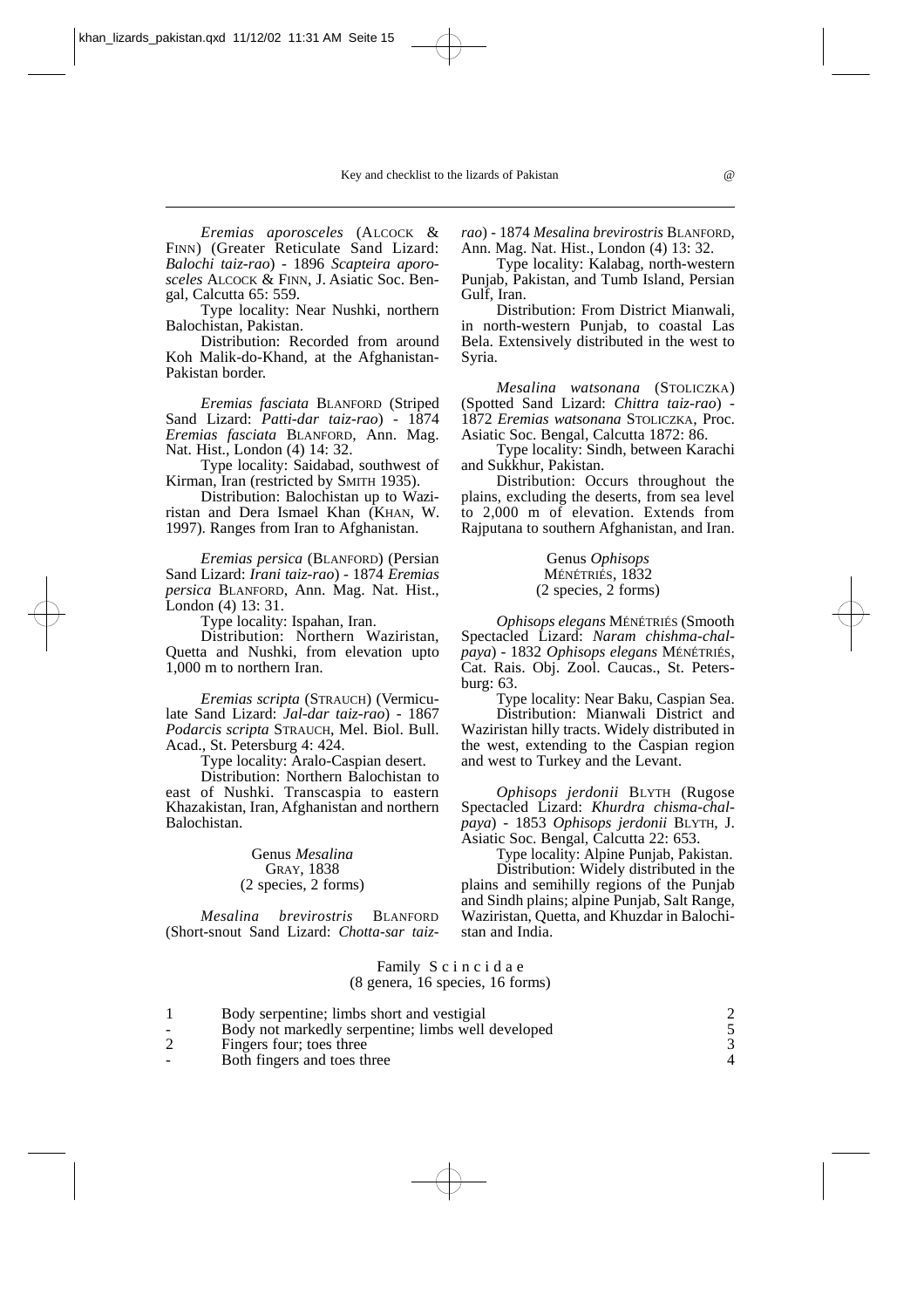*Eremias aporosceles* (ALCOCK & FINN) (Greater Reticulate Sand Lizard: *Balochi taiz-rao*) - 1896 *Scapteira aporosceles* ALCOCK & FINN, J. Asiatic Soc. Bengal, Calcutta 65: 559.

Type locality: Near Nushki, northern Balochistan, Pakistan.

Distribution: Recorded from around Koh Malik-do-Khand, at the Afghanistan-Pakistan border.

*Eremias fasciata* BLANFORD (Striped Sand Lizard: *Patti-dar taiz-rao*) - 1874 *Eremias fasciata* BLANFORD, Ann. Mag. Nat. Hist., London (4) 14: 32.

Type locality: Saidabad, southwest of Kirman, Iran (restricted by SMITH 1935).

Distribution: Balochistan up to Waziristan and Dera Ismael Khan (KHAN, W. 1997). Ranges from Iran to Afghanistan.

*Eremias persica* (BLANFORD) (Persian Sand Lizard: *Irani taiz-rao*) - 1874 *Eremias persica* BLANFORD, Ann. Mag. Nat. Hist., London (4) 13: 31.

Type locality: Ispahan, Iran.

Distribution: Northern Waziristan, Quetta and Nushki, from elevation upto 1,000 m to northern Iran.

*Eremias scripta* (STRAUCH) (Vermiculate Sand Lizard: *Jal-dar taiz-rao*) - 1867 *Podarcis scripta* STRAUCH, Mel. Biol. Bull. Acad., St. Petersburg 4: 424.

Type locality: Aralo-Caspian desert.

Distribution: Northern Balochistan to east of Nushki. Transcaspia to eastern Khazakistan, Iran, Afghanistan and northern Balochistan.

Genus *Mesalina*
GRAY, 1838
(2 species, 2 forms)

*Mesalina brevirostris* BLANFORD (Short-snout Sand Lizard: *Chotta-sar taiz-rao*) - 1874 *Mesalina brevirostris* BLANFORD, Ann. Mag. Nat. Hist., London (4) 13: 32.

Type locality: Kalabag, north-western Punjab, Pakistan, and Tumb Island, Persian Gulf, Iran.

Distribution: From District Mianwali, in north-western Punjab, to coastal Las Bela. Extensively distributed in the west to Syria.

*Mesalina watsonana* (STOLICZKA) (Spotted Sand Lizard: *Chittra taiz-rao*) - 1872 *Eremias watsonana* STOLICZKA, Proc. Asiatic Soc. Bengal, Calcutta 1872: 86.

Type locality: Sindh, between Karachi and Sukkhur, Pakistan.

Distribution: Occurs throughout the plains, excluding the deserts, from sea level to 2,000 m of elevation. Extends from Rajputana to southern Afghanistan, and Iran.

Genus *Ophisops*
MÉNÉTRIÉS, 1832
(2 species, 2 forms)

*Ophisops elegans* MÉNÉTRIÉS (Smooth Spectacled Lizard: *Naram chishma-chalpaya*) - 1832 *Ophisops elegans* MÉNÉTRIÉS, Cat. Rais. Obj. Zool. Caucas., St. Petersburg: 63.

Type locality: Near Baku, Caspian Sea.

Distribution: Mianwali District and Waziristan hilly tracts. Widely distributed in the west, extending to the Caspian region and west to Turkey and the Levant.

*Ophisops jerdonii* BLYTH (Rugose Spectacled Lizard: *Khurdra chisma-chalpaya*) - 1853 *Ophisops jerdonii* BLYTH, J. Asiatic Soc. Bengal, Calcutta 22: 653.

Type locality: Alpine Punjab, Pakistan.

Distribution: Widely distributed in the plains and semihilly regions of the Punjab and Sindh plains; alpine Punjab, Salt Range, Waziristan, Quetta, and Khuzdar in Balochistan and India.

Family Scincidae
(8 genera, 16 species, 16 forms)

| | | |
|---|---|---|
| 1 | Body serpentine; limbs short and vestigial | 2 |
| - | Body not markedly serpentine; limbs well developed | 5 |
| 2 | Fingers four; toes three | 3 |
| - | Both fingers and toes three | 4 |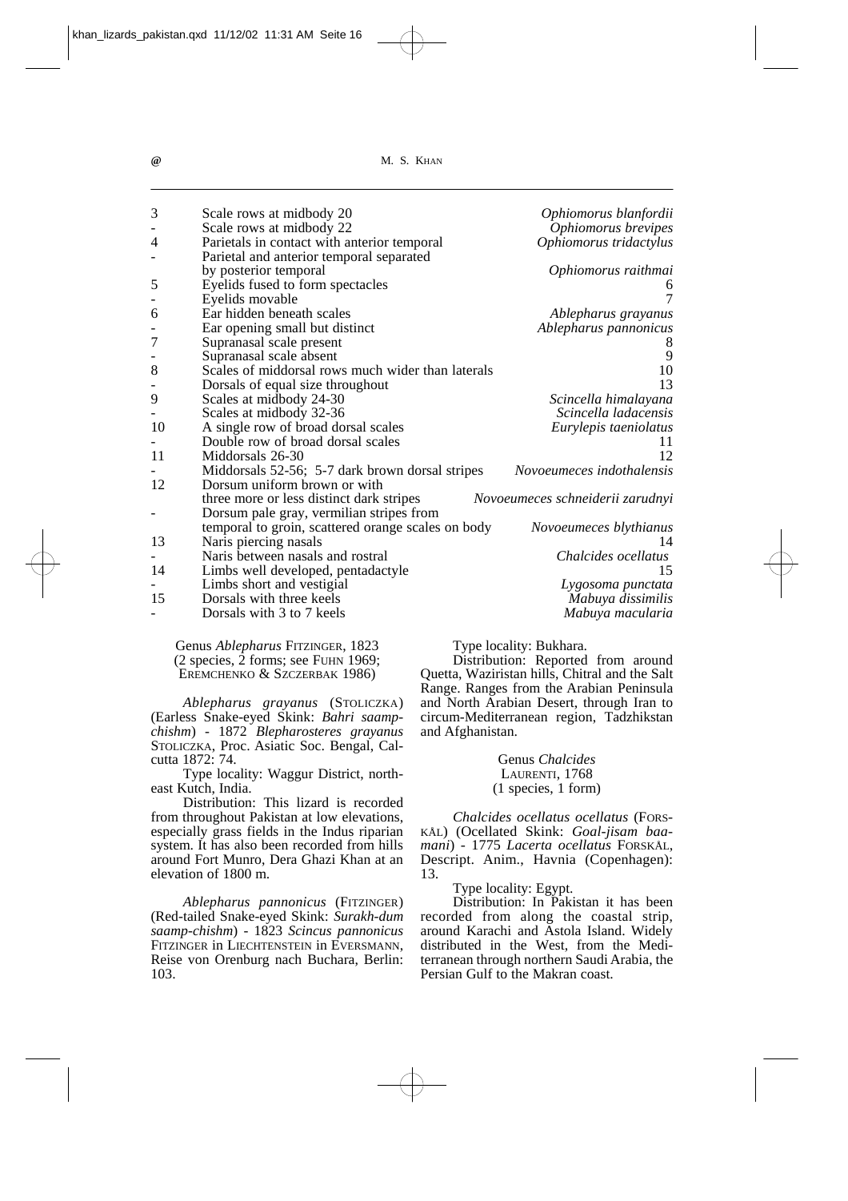| | | |
|---|---|---|
| 3 | Scale rows at midbody 20 | *Ophiomorus blanfordii* |
| - | Scale rows at midbody 22 | *Ophiomorus brevipes* |
| 4 | Parietals in contact with anterior temporal | *Ophiomorus tridactylus* |
| - | Parietal and anterior temporal separated by posterior temporal | *Ophiomorus raithmai* |
| 5 | Eyelids fused to form spectacles | 6 |
| - | Eyelids movable | 7 |
| 6 | Ear hidden beneath scales | *Ablepharus grayanus* |
| - | Ear opening small but distinct | *Ablepharus pannonicus* |
| 7 | Supranasal scale present | 8 |
| - | Supranasal scale absent | 9 |
| 8 | Scales of middorsal rows much wider than laterals | 10 |
| - | Dorsals of equal size throughout | 13 |
| 9 | Scales at midbody 24-30 | *Scincella himalayana* |
| - | Scales at midbody 32-36 | *Scincella ladacensis* |
| 10 | A single row of broad dorsal scales | *Eurylepis taeniolatus* |
| - | Double row of broad dorsal scales | 11 |
| 11 | Middorsals 26-30 | 12 |
| - | Middorsals 52-56; 5-7 dark brown dorsal stripes | *Novoeumeces indothalensis* |
| 12 | Dorsum uniform brown or with three more or less distinct dark stripes | *Novoeumeces schneiderii zarudnyi* |
| - | Dorsum pale gray, vermilian stripes from temporal to groin, scattered orange scales on body | *Novoeumeces blythianus* |
| 13 | Naris piercing nasals | 14 |
| - | Naris between nasals and rostral | *Chalcides ocellatus* |
| 14 | Limbs well developed, pentadactyle | 15 |
| - | Limbs short and vestigial | *Lygosoma punctata* |
| 15 | Dorsals with three keels | *Mabuya dissimilis* |
| - | Dorsals with 3 to 7 keels | *Mabuya macularia* |

Genus *Ablepharus* FITZINGER, 1823
(2 species, 2 forms; see FUHN 1969; EREMCHENKO & SZCZERBAK 1986)

*Ablepharus grayanus* (STOLICZKA) (Earless Snake-eyed Skink: *Bahri saamp-chishm*) - 1872 *Blepharosteres grayanus* STOLICZKA, Proc. Asiatic Soc. Bengal, Calcutta 1872: 74.

Type locality: Waggur District, northeast Kutch, India.

Distribution: This lizard is recorded from throughout Pakistan at low elevations, especially grass fields in the Indus riparian system. It has also been recorded from hills around Fort Munro, Dera Ghazi Khan at an elevation of 1800 m.

*Ablepharus pannonicus* (FITZINGER) (Red-tailed Snake-eyed Skink: *Surakh-dum saamp-chishm*) - 1823 *Scincus pannonicus* FITZINGER in LIECHTENSTEIN in EVERSMANN, Reise von Orenburg nach Buchara, Berlin: 103.

Type locality: Bukhara.

Distribution: Reported from around Quetta, Waziristan hills, Chitral and the Salt Range. Ranges from the Arabian Peninsula and North Arabian Desert, through Iran to circum-Mediterranean region, Tadzhikstan and Afghanistan.

Genus *Chalcides*
LAURENTI, 1768
(1 species, 1 form)

*Chalcides ocellatus ocellatus* (FORSKÅL) (Ocellated Skink: *Goal-jisam baa-mani*) - 1775 *Lacerta ocellatus* FORSKÅL, Descript. Anim., Havnia (Copenhagen): 13.

Type locality: Egypt.

Distribution: In Pakistan it has been recorded from along the coastal strip, around Karachi and Astola Island. Widely distributed in the West, from the Mediterranean through northern Saudi Arabia, the Persian Gulf to the Makran coast.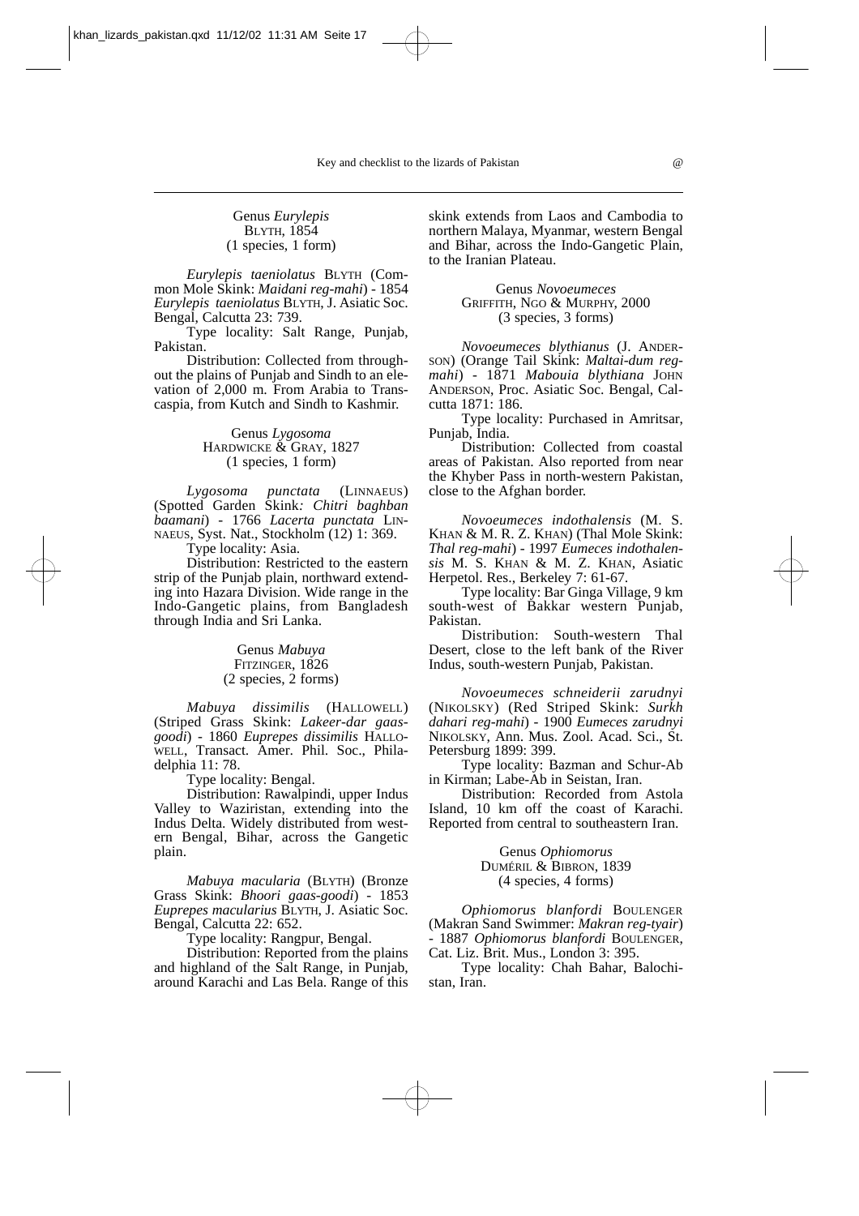Genus *Eurylepis*
BLYTH, 1854
(1 species, 1 form)

*Eurylepis taeniolatus* BLYTH (Common Mole Skink: *Maidani reg-mahi*) - 1854 *Eurylepis taeniolatus* BLYTH, J. Asiatic Soc. Bengal, Calcutta 23: 739.

Type locality: Salt Range, Punjab, Pakistan.

Distribution: Collected from throughout the plains of Punjab and Sindh to an elevation of 2,000 m. From Arabia to Transcaspia, from Kutch and Sindh to Kashmir.

Genus *Lygosoma*
HARDWICKE & GRAY, 1827
(1 species, 1 form)

*Lygosoma punctata* (LINNAEUS) (Spotted Garden Skink*: Chitri baghban baamani*) - 1766 *Lacerta punctata* LINNAEUS, Syst. Nat., Stockholm (12) 1: 369.

Type locality: Asia.

Distribution: Restricted to the eastern strip of the Punjab plain, northward extending into Hazara Division. Wide range in the Indo-Gangetic plains, from Bangladesh through India and Sri Lanka.

Genus *Mabuya*
FITZINGER, 1826
(2 species, 2 forms)

*Mabuya dissimilis* (HALLOWELL) (Striped Grass Skink: *Lakeer-dar gaas-goodi*) - 1860 *Euprepes dissimilis* HALLOWELL, Transact. Amer. Phil. Soc., Philadelphia 11: 78.

Type locality: Bengal.

Distribution: Rawalpindi, upper Indus Valley to Waziristan, extending into the Indus Delta. Widely distributed from western Bengal, Bihar, across the Gangetic plain.

*Mabuya macularia* (BLYTH) (Bronze Grass Skink: *Bhoori gaas-goodi*) - 1853 *Euprepes macularius* BLYTH, J. Asiatic Soc. Bengal, Calcutta 22: 652.

Type locality: Rangpur, Bengal.

Distribution: Reported from the plains and highland of the Salt Range, in Punjab, around Karachi and Las Bela. Range of this skink extends from Laos and Cambodia to northern Malaya, Myanmar, western Bengal and Bihar, across the Indo-Gangetic Plain, to the Iranian Plateau.

Genus *Novoeumeces*
GRIFFITH, NGO & MURPHY, 2000
(3 species, 3 forms)

*Novoeumeces blythianus* (J. ANDERSON) (Orange Tail Skink: *Maltai-dum reg-mahi*) - 1871 *Mabouia blythiana* JOHN ANDERSON, Proc. Asiatic Soc. Bengal, Calcutta 1871: 186.

Type locality: Purchased in Amritsar, Punjab, India.

Distribution: Collected from coastal areas of Pakistan. Also reported from near the Khyber Pass in north-western Pakistan, close to the Afghan border.

*Novoeumeces indothalensis* (M. S. KHAN & M. R. Z. KHAN) (Thal Mole Skink: *Thal reg-mahi*) - 1997 *Eumeces indothalensis* M. S. KHAN & M. Z. KHAN, Asiatic Herpetol. Res., Berkeley 7: 61-67.

Type locality: Bar Ginga Village, 9 km south-west of Bakkar western Punjab, Pakistan.

Distribution: South-western Thal Desert, close to the left bank of the River Indus, south-western Punjab, Pakistan.

*Novoeumeces schneiderii zarudnyi* (NIKOLSKY) (Red Striped Skink: *Surkh dahari reg-mahi*) - 1900 *Eumeces zarudnyi* NIKOLSKY, Ann. Mus. Zool. Acad. Sci., St. Petersburg 1899: 399.

Type locality: Bazman and Schur-Ab in Kirman; Labe-Ab in Seistan, Iran.

Distribution: Recorded from Astola Island, 10 km off the coast of Karachi. Reported from central to southeastern Iran.

Genus *Ophiomorus*
DUMÉRIL & BIBRON, 1839
(4 species, 4 forms)

*Ophiomorus blanfordi* BOULENGER (Makran Sand Swimmer: *Makran reg-tyair*) - 1887 *Ophiomorus blanfordi* BOULENGER, Cat. Liz. Brit. Mus., London 3: 395.

Type locality: Chah Bahar, Balochistan, Iran.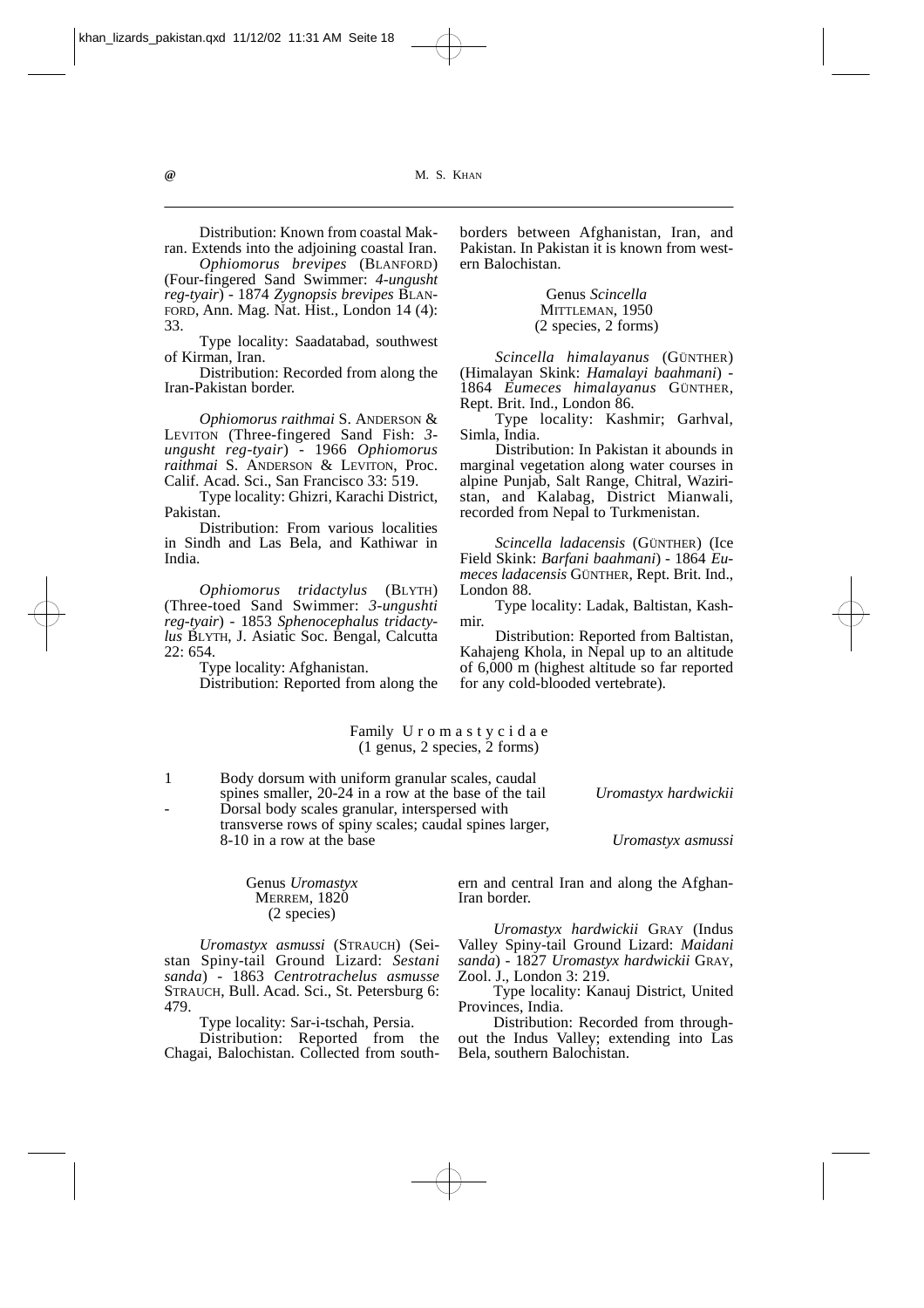Distribution: Known from coastal Makran. Extends into the adjoining coastal Iran.

*Ophiomorus brevipes* (BLANFORD) (Four-fingered Sand Swimmer: *4-ungusht reg-tyair*) - 1874 *Zygnopsis brevipes* BLANFORD, Ann. Mag. Nat. Hist., London 14 (4): 33.

Type locality: Saadatabad, southwest of Kirman, Iran.

Distribution: Recorded from along the Iran-Pakistan border.

*Ophiomorus raithmai* S. ANDERSON & LEVITON (Three-fingered Sand Fish: *3-ungusht reg-tyair*) - 1966 *Ophiomorus raithmai* S. ANDERSON & LEVITON, Proc. Calif. Acad. Sci., San Francisco 33: 519.

Type locality: Ghizri, Karachi District, Pakistan.

Distribution: From various localities in Sindh and Las Bela, and Kathiwar in India.

*Ophiomorus tridactylus* (BLYTH) (Three-toed Sand Swimmer: *3-ungushti reg-tyair*) - 1853 *Sphenocephalus tridactylus* BLYTH, J. Asiatic Soc. Bengal, Calcutta 22: 654.

Type locality: Afghanistan.

Distribution: Reported from along the borders between Afghanistan, Iran, and Pakistan. In Pakistan it is known from western Balochistan.

### Genus *Scincella* MITTLEMAN, 1950 (2 species, 2 forms)

*Scincella himalayanus* (GÜNTHER) (Himalayan Skink: *Hamalayi baahmani*) - 1864 *Eumeces himalayanus* GÜNTHER, Rept. Brit. Ind., London 86.

Type locality: Kashmir; Garhval, Simla, India.

Distribution: In Pakistan it abounds in marginal vegetation along water courses in alpine Punjab, Salt Range, Chitral, Waziristan, and Kalabag, District Mianwali, recorded from Nepal to Turkmenistan.

*Scincella ladacensis* (GÜNTHER) (Ice Field Skink: *Barfani baahmani*) - 1864 *Eumeces ladacensis* GÜNTHER, Rept. Brit. Ind., London 88.

Type locality: Ladak, Baltistan, Kashmir.

Distribution: Reported from Baltistan, Kahajeng Khola, in Nepal up to an altitude of 6,000 m (highest altitude so far reported for any cold-blooded vertebrate).

## Family Uromastycidae (1 genus, 2 species, 2 forms)

| | | |
|---|---|---|
| 1 | Body dorsum with uniform granular scales, caudal spines smaller, 20-24 in a row at the base of the tail | *Uromastyx hardwickii* |
| - | Dorsal body scales granular, interspersed with transverse rows of spiny scales; caudal spines larger, 8-10 in a row at the base | *Uromastyx asmussi* |

### Genus *Uromastyx* MERREM, 1820 (2 species)

*Uromastyx asmussi* (STRAUCH) (Seistan Spiny-tail Ground Lizard: *Sestani sanda*) - 1863 *Centrotrachelus asmusse* STRAUCH, Bull. Acad. Sci., St. Petersburg 6: 479.

Type locality: Sar-i-tschah, Persia.

Distribution: Reported from the Chagai, Balochistan. Collected from southern and central Iran and along the Afghan-Iran border.

*Uromastyx hardwickii* GRAY (Indus Valley Spiny-tail Ground Lizard: *Maidani sanda*) - 1827 *Uromastyx hardwickii* GRAY, Zool. J., London 3: 219.

Type locality: Kanauj District, United Provinces, India.

Distribution: Recorded from throughout the Indus Valley; extending into Las Bela, southern Balochistan.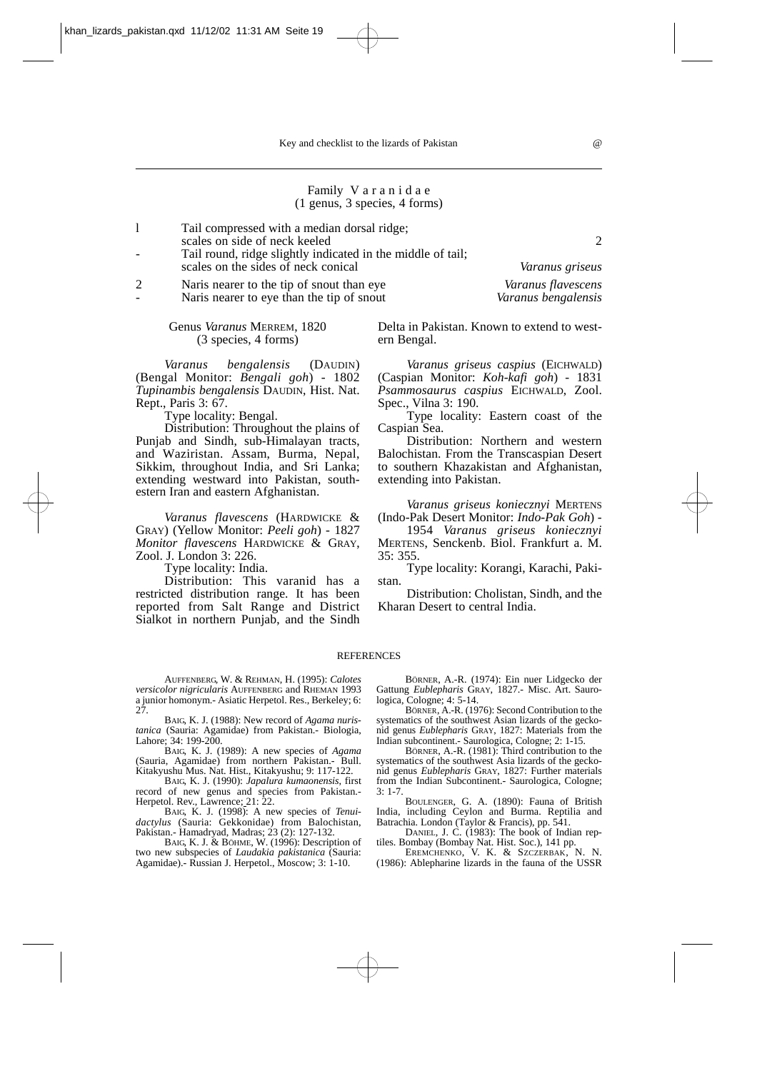## Family Varanidae

(1 genus, 3 species, 4 forms)

| | | |
|---|---|---|
| 1 | Tail compressed with a median dorsal ridge; scales on side of neck keeled | 2 |
| - | Tail round, ridge slightly indicated in the middle of tail; scales on the sides of neck conical | *Varanus griseus* |
| 2 | Naris nearer to the tip of snout than eye | *Varanus flavescens* |
| - | Naris nearer to eye than the tip of snout | *Varanus bengalensis* |

### Genus *Varanus* MERREM, 1820

(3 species, 4 forms)

*Varanus bengalensis* (DAUDIN) (Bengal Monitor: *Bengali goh*) - 1802 *Tupinambis bengalensis* DAUDIN, Hist. Nat. Rept., Paris 3: 67.

Type locality: Bengal.

Distribution: Throughout the plains of Punjab and Sindh, sub-Himalayan tracts, and Waziristan. Assam, Burma, Nepal, Sikkim, throughout India, and Sri Lanka; extending westward into Pakistan, southeastern Iran and eastern Afghanistan.

*Varanus flavescens* (HARDWICKE & GRAY) (Yellow Monitor: *Peeli goh*) - 1827 *Monitor flavescens* HARDWICKE & GRAY, Zool. J. London 3: 226.

Type locality: India.

Distribution: This varanid has a restricted distribution range. It has been reported from Salt Range and District Sialkot in northern Punjab, and the Sindh Delta in Pakistan. Known to extend to western Bengal.

*Varanus griseus caspius* (EICHWALD) (Caspian Monitor: *Koh-kafi goh*) - 1831 *Psammosaurus caspius* EICHWALD, Zool. Spec., Vilna 3: 190.

Type locality: Eastern coast of the Caspian Sea.

Distribution: Northern and western Balochistan. From the Transcaspian Desert to southern Khazakistan and Afghanistan, extending into Pakistan.

*Varanus griseus koniecznyi* MERTENS (Indo-Pak Desert Monitor: *Indo-Pak Goh*) - 1954 *Varanus griseus koniecznyi* MERTENS, Senckenb. Biol. Frankfurt a. M. 35: 355.

Type locality: Korangi, Karachi, Pakistan.

Distribution: Cholistan, Sindh, and the Kharan Desert to central India.

## REFERENCES

AUFFENBERG, W. & REHMAN, H. (1995): *Calotes versicolor nigricularis* AUFFENBERG and RHEMAN 1993 a junior homonym.- Asiatic Herpetol. Res., Berkeley; 6: 27.

BAIG, K. J. (1988): New record of *Agama nuristanica* (Sauria: Agamidae) from Pakistan.- Biologia, Lahore; 34: 199-200.

BAIG, K. J. (1989): A new species of *Agama* (Sauria, Agamidae) from northern Pakistan.- Bull. Kitakyushu Mus. Nat. Hist., Kitakyushu; 9: 117-122.

BAIG, K. J. (1990): *Japalura kumaonensis*, first record of new genus and species from Pakistan.- Herpetol. Rev., Lawrence; 21: 22.

BAIG, K. J. (1998): A new species of *Tenuidactylus* (Sauria: Gekkonidae) from Balochistan, Pakistan.- Hamadryad, Madras; 23 (2): 127-132.

BAIG, K. J. & BÖHME, W. (1996): Description of two new subspecies of *Laudakia pakistanica* (Sauria: Agamidae).- Russian J. Herpetol., Moscow; 3: 1-10.

BÖRNER, A.-R. (1974): Ein nuer Lidgecko der Gattung *Eublepharis* GRAY, 1827.- Misc. Art. Saurologica, Cologne; 4: 5-14.

BÖRNER, A.-R. (1976): Second Contribution to the systematics of the southwest Asian lizards of the geckonid genus *Eublepharis* GRAY, 1827: Materials from the Indian subcontinent.- Saurologica, Cologne; 2: 1-15.

BÖRNER, A.-R. (1981): Third contribution to the systematics of the southwest Asia lizards of the geckonid genus *Eublepharis* GRAY, 1827: Further materials from the Indian Subcontinent.- Saurologica, Cologne; 3: 1-7.

BOULENGER, G. A. (1890): Fauna of British India, including Ceylon and Burma. Reptilia and Batrachia. London (Taylor & Francis), pp. 541.

DANIEL, J. C. (1983): The book of Indian reptiles. Bombay (Bombay Nat. Hist. Soc.), 141 pp.

EREMCHENKO, V. K. & SZCZERBAK, N. N. (1986): Ablepharine lizards in the fauna of the USSR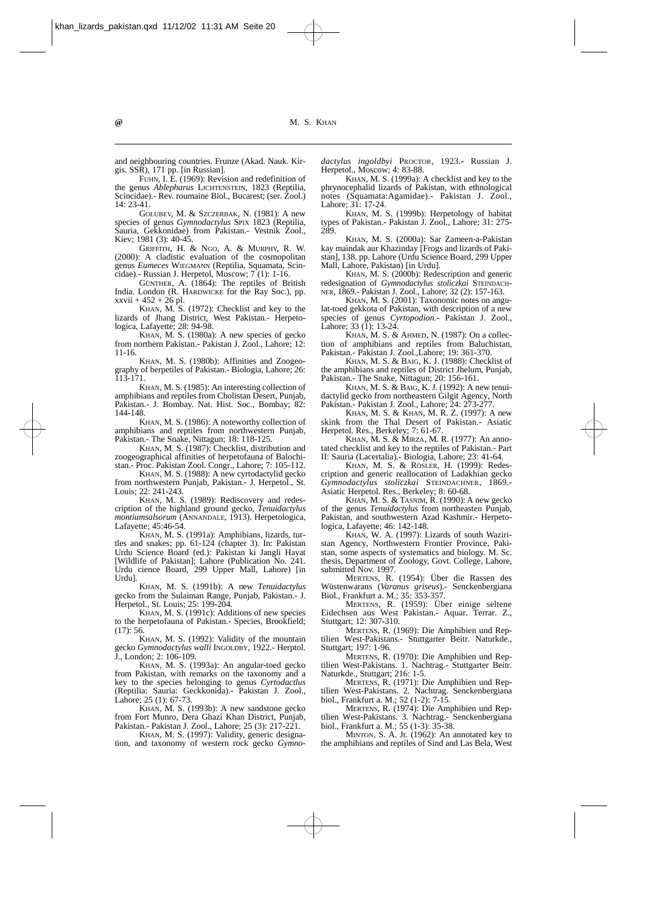and neighbouring countries. Frunze (Akad. Nauk. Kirgis. SSR), 171 pp. [in Russian].

FUHN, I. E. (1969): Revision and redefinition of the genus *Ablepharus* LICHTENSTEIN, 1823 (Reptilia, Scincidae).- Rev. roumaine Biol., Bucarest; (ser. Zool.) 14: 23-41.

GOLUBEV, M. & SZCZERBAK, N. (1981): A new species of genus *Gymnodactylus* SPIX 1823 (Reptilia, Sauria, Gekkonidae) from Pakistan.- Vestnik Zool., Kiev; 1981 (3): 40-45.

GRIFFITH, H. & NGO, A. & MURPHY, R. W. (2000): A cladistic evaluation of the cosmopolitan genus *Eumeces* WIEGMANN (Reptilia, Squamata, Scincidae).- Russian J. Herpetol, Moscow; 7 (1): 1-16.

GÜNTHER, A. (1864): The reptiles of British India. London (R. HARDWICKE for the Ray Soc.), pp. xxvii + 452 + 26 pl.

KHAN, M. S. (1972): Checklist and key to the lizards of Jhang District, West Pakistan.- Herpetologica, Lafayette; 28: 94-98.

KHAN, M. S. (1980a): A new species of gecko from northern Pakistan.- Pakistan J. Zool., Lahore; 12: 11-16.

KHAN, M. S. (1980b): Affinities and Zoogeography of herpetiles of Pakistan.- Biologia, Lahore; 26: 113-171.

KHAN, M. S. (1985): An interesting collection of amphibians and reptiles from Cholistan Desert, Punjab, Pakistan.- J. Bombay. Nat. Hist. Soc., Bombay; 82: 144-148.

KHAN, M. S. (1986): A noteworthy collection of amphibians and reptiles from northwestern Punjab, Pakistan.- The Snake, Nittagun; 18: 118-125.

KHAN, M. S. (1987): Checklist, distribution and zoogeographical affinities of herpetofauna of Balochistan.- Proc. Pakistan Zool. Congr., Lahore; 7: 105-112.

KHAN, M. S. (1988): A new cyrtodactylid gecko from northwestern Punjab, Pakistan.- J. Herpetol., St. Louis; 22: 241-243.

KHAN, M. S. (1989): Rediscovery and redescription of the highland ground gecko, *Tenuidactylus montiumsalsorum* (ANNANDALE, 1913). Herpetologica, Lafayette; 45:46-54.

KHAN, M. S. (1991a): Amphibians, lizards, turtles and snakes; pp. 61-124 (chapter 3). In: Pakistan Urdu Science Board (ed.): Pakistan ki Jangli Hayat [Wildlife of Pakistan]; Lahore (Publication No. 241. Urdu cience Board, 299 Upper Mall, Lahore) [in Urdu].

KHAN, M. S. (1991b): A new *Tenuidactylus* gecko from the Sulaiman Range, Punjab, Pakistan.- J. Herpetol., St. Louis; 25: 199-204.

KHAN, M. S. (1991c): Additions of new species to the herpetofauna of Pakistan.- Species, Brookfield; (17): 56.

KHAN, M. S. (1992): Validity of the mountain gecko *Gymnodactylus walli* INGOLDBY, 1922.- Herptol. J., London; 2: 106-109.

KHAN, M. S. (1993a): An angular-toed gecko from Pakistan, with remarks on the taxonomy and a key to the species belonging to genus *Cyrtodactlus* (Reptilia: Sauria: Geckkonida).- Pakistan J. Zool., Lahore; 25 (1): 67-73.

KHAN, M. S. (1993b): A new sandstone gecko from Fort Munro, Dera Ghazi Khan District, Punjab, Pakistan.- Pakistan J. Zool., Lahore; 25 (3): 217-221.

KHAN, M. S. (1997): Validity, generic designation, and taxonomy of western rock gecko *Gymnodactylus ingoldbyi* PROCTOR, 1923.- Russian J. Herpetol., Moscow; 4: 83-88.

KHAN, M. S. (1999a): A checklist and key to the phrynocephalid lizards of Pakistan, with ethnological notes (Squamata:Agamidae).- Pakistan J. Zool., Lahore; 31: 17-24.

KHAN, M. S. (1999b): Herpetology of habitat types of Pakistan.- Pakistan J. Zool., Lahore; 31: 275-289.

KHAN, M. S. (2000a): Sar Zameen-a-Pakistan kay maindak aur Khazinday [Frogs and lizards of Pakistan], 138. pp. Lahore (Urdu Science Board, 299 Upper Mall, Lahore, Pakistan) [in Urdu].

KHAN, M. S. (2000b): Redescription and generic redesignation of *Gymnodactylus stoliczkai* STEINDACHNER, 1869.- Pakistan J. Zool., Lahore; 32 (2): 157-163.

KHAN, M. S. (2001): Taxonomic notes on angulat-toed gekkota of Pakistan, with description of a new species of genus *Cyrtopodion*.- Pakistan J. Zool., Lahore; 33 (1): 13-24.

KHAN, M. S. & AHMED, N. (1987): On a collection of amphibians and reptiles from Baluchistan, Pakistan.- Pakistan J. Zool.,Lahore; 19: 361-370.

KHAN, M. S. & BAIG, K. J. (1988): Checklist of the amphibians and reptiles of District Jhelum, Punjab, Pakistan.- The Snake, Nittagun; 20: 156-161.

KHAN, M. S. & BAIG, K. J. (1992): A new tenuidactylid gecko from northeastern Gilgit Agency, North Pakistan.- Pakistan J. Zool., Lahore; 24: 273-277.

KHAN, M. S. & KHAN, M. R. Z. (1997): A new skink from the Thal Desert of Pakistan.- Asiatic Herpetol. Res., Berkeley; 7: 61-67.

KHAN, M. S. & MIRZA, M. R. (1977): An annotated checklist and key to the reptiles of Pakistan.- Part II: Sauria (Lacertalia).- Biologia, Lahore; 23: 41-64.

KHAN, M. S. & RÖSLER, H. (1999): Redescription and generic reallocation of Ladakhian gecko *Gymnodactylus stoliczkai* STEINDACHNER, 1869.- Asiatic Herpetol. Res., Berkeley; 8: 60-68.

KHAN, M. S. & TASNIM, R. (1990): A new gecko of the genus *Tenuidactylus* from northeasten Punjab, Pakistan, and southwestern Azad Kashmir.- Herpetologica, Lafayette; 46: 142-148.

KHAN, W. A. (1997): Lizards of south Waziristan Agency, Northwestern Frontier Province, Pakistan, some aspects of systematics and biology. M. Sc. thesis, Department of Zoology, Govt. College, Lahore, submitted Nov. 1997.

MERTENS, R. (1954): Über die Rassen des Wüstenwarans (*Varanus griseus*).- Senckenbergiana Biol., Frankfurt a. M.; 35: 353-357.

MERTENS, R. (1959): Über einige seltene Eidechsen aus West Pakistan.- Aquar. Terrar. Z., Stuttgart; 12: 307-310.

MERTENS, R. (1969): Die Amphibien und Reptilien West-Pakistans.- Stuttgarter Beitr. Naturkde., Stuttgart; 197: 1-96.

MERTENS, R. (1970): Die Amphibien und Reptilien West-Pakistans. 1. Nachtrag.- Stuttgarter Beitr. Naturkde., Stuttgart; 216: 1-5.

MERTENS, R. (1971): Die Amphibien und Reptilien West-Pakistans. 2. Nachtrag. Senckenbergiana biol., Frankfurt a. M.; 52 (1-2): 7-15.

MERTENS, R. (1974): Die Amphibien und Reptilien West-Pakistans. 3. Nachtrag.- Senckenbergiana biol., Frankfurt a. M.; 55 (1-3): 35-38.

MINTON, S. A. Jr. (1962): An annotated key to the amphibians and reptiles of Sind and Las Bela, West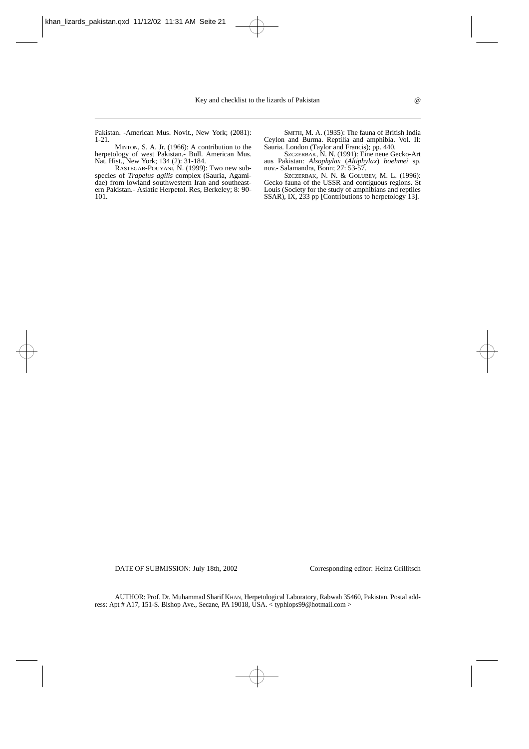Pakistan. -American Mus. Novit., New York; (2081): 1-21.

MINTON, S. A. Jr. (1966): A contribution to the herpetology of west Pakistan.- Bull. American Mus. Nat. Hist., New York; 134 (2): 31-184.

RASTEGAR-POUYANI, N. (1999): Two new subspecies of *Trapelus agilis* complex (Sauria, Agamidae) from lowland southwestern Iran and southeastern Pakistan.- Asiatic Herpetol. Res, Berkeley; 8: 90-101.

SMITH, M. A. (1935): The fauna of British India Ceylon and Burma. Reptilia and amphibia. Vol. II: Sauria. London (Taylor and Francis); pp. 440.

SZCZERBAK, N. N. (1991): Eine neue Gecko-Art aus Pakistan: *Alsophylax* (*Altiphylax*) *boehmei* sp. nov.- Salamandra, Bonn; 27: 53-57.

SZCZERBAK, N. N. & GOLUBEV, M. L. (1996): Gecko fauna of the USSR and contiguous regions. St Louis (Society for the study of amphibians and reptiles SSAR), IX, 233 pp [Contributions to herpetology 13].

DATE OF SUBMISSION: July 18th, 2002

Corresponding editor: Heinz Grillitsch

AUTHOR: Prof. Dr. Muhammad Sharif KHAN, Herpetological Laboratory, Rabwah 35460, Pakistan. Postal address: Apt # A17, 151-S. Bishop Ave., Secane, PA 19018, USA. < typhlops99@hotmail.com >